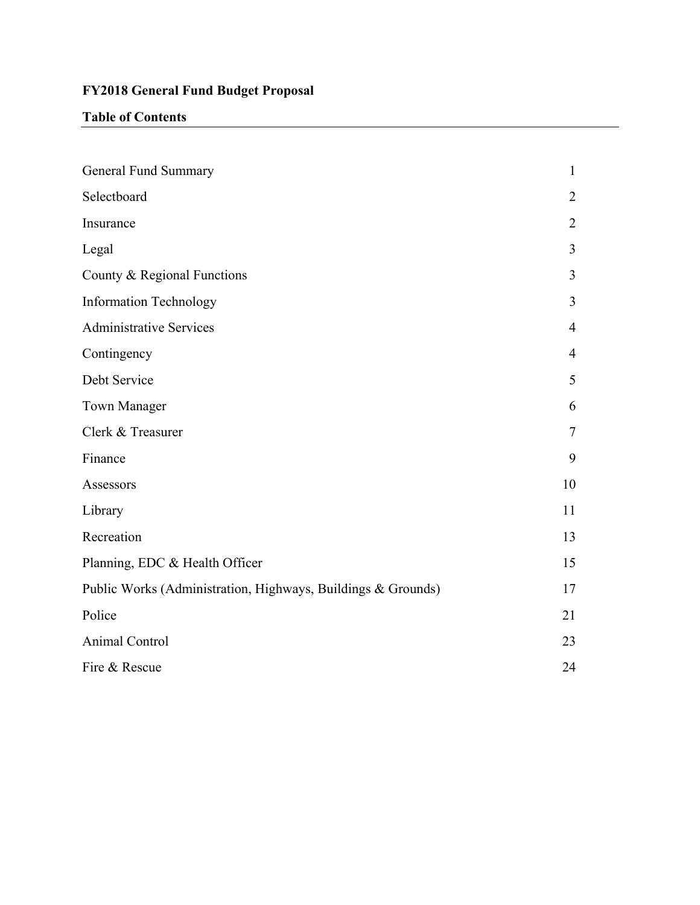**FY2018 General Fund Budget Proposal**

**Table of Contents**

| | |
|---|---|
| General Fund Summary | 1 |
| Selectboard | 2 |
| Insurance | 2 |
| Legal | 3 |
| County & Regional Functions | 3 |
| Information Technology | 3 |
| Administrative Services | 4 |
| Contingency | 4 |
| Debt Service | 5 |
| Town Manager | 6 |
| Clerk & Treasurer | 7 |
| Finance | 9 |
| Assessors | 10 |
| Library | 11 |
| Recreation | 13 |
| Planning, EDC & Health Officer | 15 |
| Public Works (Administration, Highways, Buildings & Grounds) | 17 |
| Police | 21 |
| Animal Control | 23 |
| Fire & Rescue | 24 |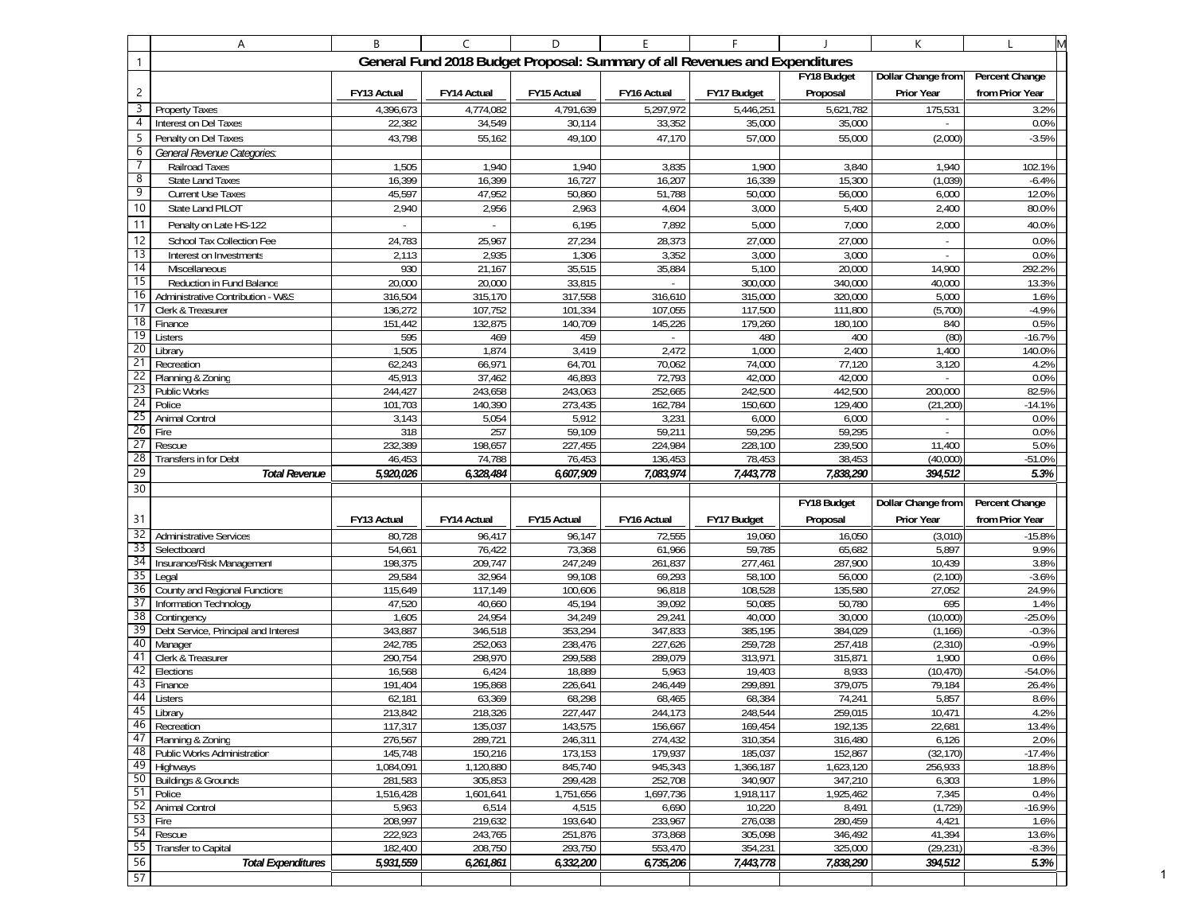# General Fund 2018 Budget Proposal: Summary of all Revenues and Expenditures

| | FY13 Actual | FY14 Actual | FY15 Actual | FY16 Actual | FY17 Budget | FY18 Budget Proposal | Dollar Change from Prior Year | Percent Change from Prior Year |
|---|---|---|---|---|---|---|---|---|
| Property Taxes | 4,396,673 | 4,774,082 | 4,791,639 | 5,297,972 | 5,446,251 | 5,621,782 | 175,531 | 3.2% |
| Interest on Del Taxes | 22,382 | 34,549 | 30,114 | 33,352 | 35,000 | 35,000 | - | 0.0% |
| Penalty on Del Taxes | 43,798 | 55,162 | 49,100 | 47,170 | 57,000 | 55,000 | (2,000) | -3.5% |
| *General Revenue Categories:* | | | | | | | | |
| Railroad Taxes | 1,505 | 1,940 | 1,940 | 3,835 | 1,900 | 3,840 | 1,940 | 102.1% |
| State Land Taxes | 16,399 | 16,399 | 16,727 | 16,207 | 16,339 | 15,300 | (1,039) | -6.4% |
| Current Use Taxes | 45,597 | 47,952 | 50,860 | 51,788 | 50,000 | 56,000 | 6,000 | 12.0% |
| State Land PILOT | 2,940 | 2,956 | 2,963 | 4,604 | 3,000 | 5,400 | 2,400 | 80.0% |
| Penalty on Late HS-122 | - | - | 6,195 | 7,892 | 5,000 | 7,000 | 2,000 | 40.0% |
| School Tax Collection Fee | 24,783 | 25,967 | 27,234 | 28,373 | 27,000 | 27,000 | - | 0.0% |
| Interest on Investments | 2,113 | 2,935 | 1,306 | 3,352 | 3,000 | 3,000 | - | 0.0% |
| Miscellaneous | 930 | 21,167 | 35,515 | 35,884 | 5,100 | 20,000 | 14,900 | 292.2% |
| Reduction in Fund Balance | 20,000 | 20,000 | 33,815 | - | 300,000 | 340,000 | 40,000 | 13.3% |
| Administrative Contribution - W&S | 316,504 | 315,170 | 317,558 | 316,610 | 315,000 | 320,000 | 5,000 | 1.6% |
| Clerk & Treasurer | 136,272 | 107,752 | 101,334 | 107,055 | 117,500 | 111,800 | (5,700) | -4.9% |
| Finance | 151,442 | 132,875 | 140,709 | 145,226 | 179,260 | 180,100 | 840 | 0.5% |
| Listers | 595 | 469 | 459 | - | 480 | 400 | (80) | -16.7% |
| Library | 1,505 | 1,874 | 3,419 | 2,472 | 1,000 | 2,400 | 1,400 | 140.0% |
| Recreation | 62,243 | 66,971 | 64,701 | 70,062 | 74,000 | 77,120 | 3,120 | 4.2% |
| Planning & Zoning | 45,913 | 37,462 | 46,893 | 72,793 | 42,000 | 42,000 | - | 0.0% |
| Public Works | 244,427 | 243,658 | 243,063 | 252,665 | 242,500 | 442,500 | 200,000 | 82.5% |
| Police | 101,703 | 140,390 | 273,435 | 162,784 | 150,600 | 129,400 | (21,200) | -14.1% |
| Animal Control | 3,143 | 5,054 | 5,912 | 3,231 | 6,000 | 6,000 | - | 0.0% |
| Fire | 318 | 257 | 59,109 | 59,211 | 59,295 | 59,295 | - | 0.0% |
| Rescue | 232,389 | 198,657 | 227,455 | 224,984 | 228,100 | 239,500 | 11,400 | 5.0% |
| Transfers in for Debt | 46,453 | 74,788 | 76,453 | 136,453 | 78,453 | 38,453 | (40,000) | -51.0% |
| ***Total Revenue*** | ***5,920,026*** | ***6,328,484*** | ***6,607,909*** | ***7,083,974*** | ***7,443,778*** | ***7,838,290*** | ***394,512*** | ***5.3%*** |

| | FY13 Actual | FY14 Actual | FY15 Actual | FY16 Actual | FY17 Budget | FY18 Budget Proposal | Dollar Change from Prior Year | Percent Change from Prior Year |
|---|---|---|---|---|---|---|---|---|
| Administrative Services | 80,728 | 96,417 | 96,147 | 72,555 | 19,060 | 16,050 | (3,010) | -15.8% |
| Selectboard | 54,661 | 76,422 | 73,368 | 61,966 | 59,785 | 65,682 | 5,897 | 9.9% |
| Insurance/Risk Management | 198,375 | 209,747 | 247,249 | 261,837 | 277,461 | 287,900 | 10,439 | 3.8% |
| Legal | 29,584 | 32,964 | 99,108 | 69,293 | 58,100 | 56,000 | (2,100) | -3.6% |
| County and Regional Functions | 115,649 | 117,149 | 100,606 | 96,818 | 108,528 | 135,580 | 27,052 | 24.9% |
| Information Technology | 47,520 | 40,660 | 45,194 | 39,092 | 50,085 | 50,780 | 695 | 1.4% |
| Contingency | 1,605 | 24,954 | 34,249 | 29,241 | 40,000 | 30,000 | (10,000) | -25.0% |
| Debt Service, Principal and Interest | 343,887 | 346,518 | 353,294 | 347,833 | 385,195 | 384,029 | (1,166) | -0.3% |
| Manager | 242,785 | 252,063 | 238,476 | 227,626 | 259,728 | 257,418 | (2,310) | -0.9% |
| Clerk & Treasurer | 290,754 | 298,970 | 299,588 | 289,079 | 313,971 | 315,871 | 1,900 | 0.6% |
| Elections | 16,568 | 6,424 | 18,889 | 5,963 | 19,403 | 8,933 | (10,470) | -54.0% |
| Finance | 191,404 | 195,868 | 226,641 | 246,449 | 299,891 | 379,075 | 79,184 | 26.4% |
| Listers | 62,181 | 63,369 | 68,298 | 68,465 | 68,384 | 74,241 | 5,857 | 8.6% |
| Library | 213,842 | 218,326 | 227,447 | 244,173 | 248,544 | 259,015 | 10,471 | 4.2% |
| Recreation | 117,317 | 135,037 | 143,575 | 156,667 | 169,454 | 192,135 | 22,681 | 13.4% |
| Planning & Zoning | 276,567 | 289,721 | 246,311 | 274,432 | 310,354 | 316,480 | 6,126 | 2.0% |
| Public Works Administration | 145,748 | 150,216 | 173,153 | 179,937 | 185,037 | 152,867 | (32,170) | -17.4% |
| Highways | 1,084,091 | 1,120,880 | 845,740 | 945,343 | 1,366,187 | 1,623,120 | 256,933 | 18.8% |
| Buildings & Grounds | 281,583 | 305,853 | 299,428 | 252,708 | 340,907 | 347,210 | 6,303 | 1.8% |
| Police | 1,516,428 | 1,601,641 | 1,751,656 | 1,697,736 | 1,918,117 | 1,925,462 | 7,345 | 0.4% |
| Animal Control | 5,963 | 6,514 | 4,515 | 6,690 | 10,220 | 8,491 | (1,729) | -16.9% |
| Fire | 208,997 | 219,632 | 193,640 | 233,967 | 276,038 | 280,459 | 4,421 | 1.6% |
| Rescue | 222,923 | 243,765 | 251,876 | 373,868 | 305,098 | 346,492 | 41,394 | 13.6% |
| Transfer to Capital | 182,400 | 208,750 | 293,750 | 553,470 | 354,231 | 325,000 | (29,231) | -8.3% |
| ***Total Expenditures*** | ***5,931,559*** | ***6,261,861*** | ***6,332,200*** | ***6,735,206*** | ***7,443,778*** | ***7,838,290*** | ***394,512*** | ***5.3%*** |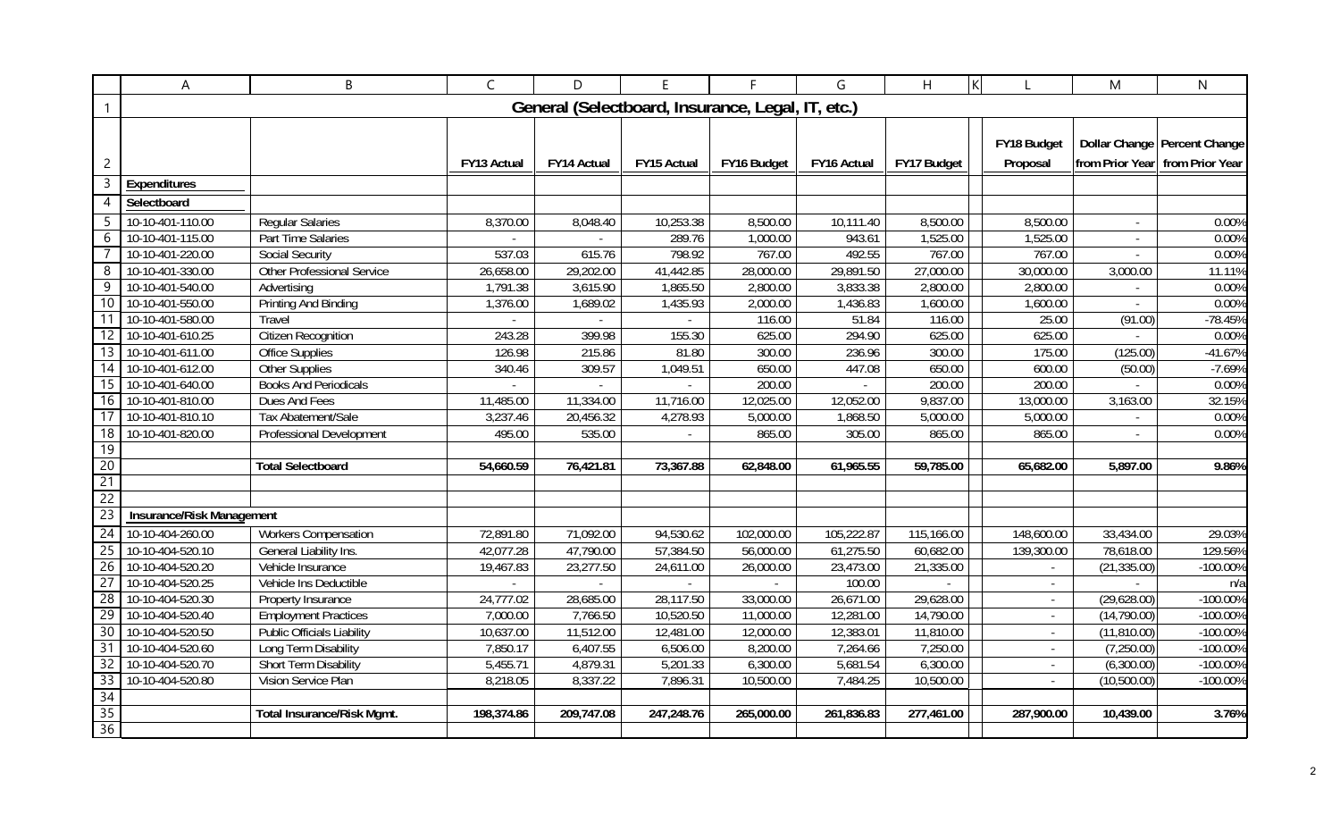# General (Selectboard, Insurance, Legal, IT, etc.)

| | | FY13 Actual | FY14 Actual | FY15 Actual | FY16 Budget | FY16 Actual | FY17 Budget | FY18 Budget Proposal | Dollar Change from Prior Year | Percent Change from Prior Year |
|---|---|---|---|---|---|---|---|---|---|---|
| **Expenditures** | | | | | | | | | | |
| **Selectboard** | | | | | | | | | | |
| 10-10-401-110.00 | Regular Salaries | 8,370.00 | 8,048.40 | 10,253.38 | 8,500.00 | 10,111.40 | 8,500.00 | 8,500.00 | - | 0.00% |
| 10-10-401-115.00 | Part Time Salaries | - | - | 289.76 | 1,000.00 | 943.61 | 1,525.00 | 1,525.00 | - | 0.00% |
| 10-10-401-220.00 | Social Security | 537.03 | 615.76 | 798.92 | 767.00 | 492.55 | 767.00 | 767.00 | - | 0.00% |
| 10-10-401-330.00 | Other Professional Service | 26,658.00 | 29,202.00 | 41,442.85 | 28,000.00 | 29,891.50 | 27,000.00 | 30,000.00 | 3,000.00 | 11.11% |
| 10-10-401-540.00 | Advertising | 1,791.38 | 3,615.90 | 1,865.50 | 2,800.00 | 3,833.38 | 2,800.00 | 2,800.00 | - | 0.00% |
| 10-10-401-550.00 | Printing And Binding | 1,376.00 | 1,689.02 | 1,435.93 | 2,000.00 | 1,436.83 | 1,600.00 | 1,600.00 | - | 0.00% |
| 10-10-401-580.00 | Travel | - | - | - | 116.00 | 51.84 | 116.00 | 25.00 | (91.00) | -78.45% |
| 10-10-401-610.25 | Citizen Recognition | 243.28 | 399.98 | 155.30 | 625.00 | 294.90 | 625.00 | 625.00 | - | 0.00% |
| 10-10-401-611.00 | Office Supplies | 126.98 | 215.86 | 81.80 | 300.00 | 236.96 | 300.00 | 175.00 | (125.00) | -41.67% |
| 10-10-401-612.00 | Other Supplies | 340.46 | 309.57 | 1,049.51 | 650.00 | 447.08 | 650.00 | 600.00 | (50.00) | -7.69% |
| 10-10-401-640.00 | Books And Periodicals | - | - | - | 200.00 | - | 200.00 | 200.00 | - | 0.00% |
| 10-10-401-810.00 | Dues And Fees | 11,485.00 | 11,334.00 | 11,716.00 | 12,025.00 | 12,052.00 | 9,837.00 | 13,000.00 | 3,163.00 | 32.15% |
| 10-10-401-810.10 | Tax Abatement/Sale | 3,237.46 | 20,456.32 | 4,278.93 | 5,000.00 | 1,868.50 | 5,000.00 | 5,000.00 | - | 0.00% |
| 10-10-401-820.00 | Professional Development | 495.00 | 535.00 | - | 865.00 | 305.00 | 865.00 | 865.00 | - | 0.00% |
| | | | | | | | | | | |
| | **Total Selectboard** | **54,660.59** | **76,421.81** | **73,367.88** | **62,848.00** | **61,965.55** | **59,785.00** | **65,682.00** | **5,897.00** | **9.86%** |
| | | | | | | | | | | |
| | | | | | | | | | | |
| **Insurance/Risk Management** | | | | | | | | | | |
| 10-10-404-260.00 | Workers Compensation | 72,891.80 | 71,092.00 | 94,530.62 | 102,000.00 | 105,222.87 | 115,166.00 | 148,600.00 | 33,434.00 | 29.03% |
| 10-10-404-520.10 | General Liability Ins. | 42,077.28 | 47,790.00 | 57,384.50 | 56,000.00 | 61,275.50 | 60,682.00 | 139,300.00 | 78,618.00 | 129.56% |
| 10-10-404-520.20 | Vehicle Insurance | 19,467.83 | 23,277.50 | 24,611.00 | 26,000.00 | 23,473.00 | 21,335.00 | - | (21,335.00) | -100.00% |
| 10-10-404-520.25 | Vehicle Ins Deductible | - | - | - | - | 100.00 | - | - | - | n/a |
| 10-10-404-520.30 | Property Insurance | 24,777.02 | 28,685.00 | 28,117.50 | 33,000.00 | 26,671.00 | 29,628.00 | - | (29,628.00) | -100.00% |
| 10-10-404-520.40 | Employment Practices | 7,000.00 | 7,766.50 | 10,520.50 | 11,000.00 | 12,281.00 | 14,790.00 | - | (14,790.00) | -100.00% |
| 10-10-404-520.50 | Public Officials Liability | 10,637.00 | 11,512.00 | 12,481.00 | 12,000.00 | 12,383.01 | 11,810.00 | - | (11,810.00) | -100.00% |
| 10-10-404-520.60 | Long Term Disability | 7,850.17 | 6,407.55 | 6,506.00 | 8,200.00 | 7,264.66 | 7,250.00 | - | (7,250.00) | -100.00% |
| 10-10-404-520.70 | Short Term Disability | 5,455.71 | 4,879.31 | 5,201.33 | 6,300.00 | 5,681.54 | 6,300.00 | - | (6,300.00) | -100.00% |
| 10-10-404-520.80 | Vision Service Plan | 8,218.05 | 8,337.22 | 7,896.31 | 10,500.00 | 7,484.25 | 10,500.00 | - | (10,500.00) | -100.00% |
| | | | | | | | | | | |
| | **Total Insurance/Risk Mgmt.** | **198,374.86** | **209,747.08** | **247,248.76** | **265,000.00** | **261,836.83** | **277,461.00** | **287,900.00** | **10,439.00** | **3.76%** |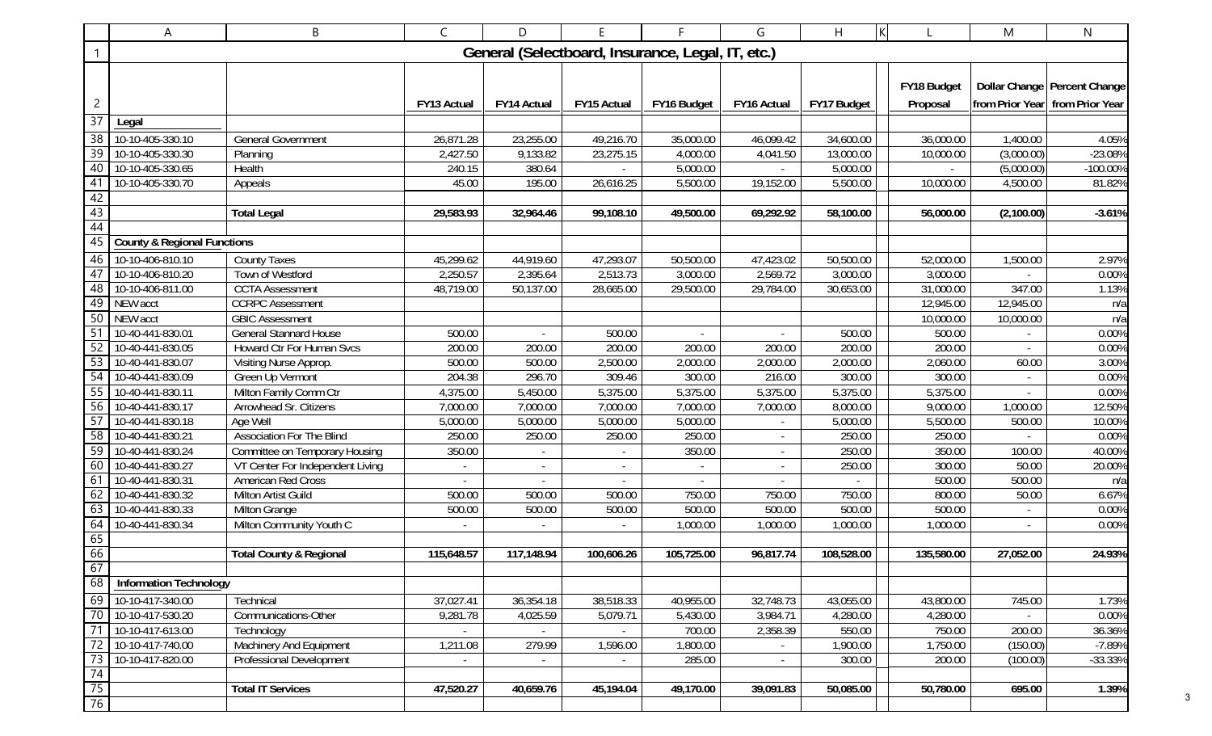# General (Selectboard, Insurance, Legal, IT, etc.)

| | | FY13 Actual | FY14 Actual | FY15 Actual | FY16 Budget | FY16 Actual | FY17 Budget | FY18 Budget Proposal | Dollar Change from Prior Year | Percent Change from Prior Year |
|---|---|---|---|---|---|---|---|---|---|---|
| **Legal** | | | | | | | | | | |
| 10-10-405-330.10 | General Government | 26,871.28 | 23,255.00 | 49,216.70 | 35,000.00 | 46,099.42 | 34,600.00 | 36,000.00 | 1,400.00 | 4.05% |
| 10-10-405-330.30 | Planning | 2,427.50 | 9,133.82 | 23,275.15 | 4,000.00 | 4,041.50 | 13,000.00 | 10,000.00 | (3,000.00) | -23.08% |
| 10-10-405-330.65 | Health | 240.15 | 380.64 | - | 5,000.00 | - | 5,000.00 | - | (5,000.00) | -100.00% |
| 10-10-405-330.70 | Appeals | 45.00 | 195.00 | 26,616.25 | 5,500.00 | 19,152.00 | 5,500.00 | 10,000.00 | 4,500.00 | 81.82% |
| | | | | | | | | | | |
| | **Total Legal** | **29,583.93** | **32,964.46** | **99,108.10** | **49,500.00** | **69,292.92** | **58,100.00** | **56,000.00** | **(2,100.00)** | **-3.61%** |
| | | | | | | | | | | |
| **County & Regional Functions** | | | | | | | | | | |
| 10-10-406-810.10 | County Taxes | 45,299.62 | 44,919.60 | 47,293.07 | 50,500.00 | 47,423.02 | 50,500.00 | 52,000.00 | 1,500.00 | 2.97% |
| 10-10-406-810.20 | Town of Westford | 2,250.57 | 2,395.64 | 2,513.73 | 3,000.00 | 2,569.72 | 3,000.00 | 3,000.00 | - | 0.00% |
| 10-10-406-811.00 | CCTA Assessment | 48,719.00 | 50,137.00 | 28,665.00 | 29,500.00 | 29,784.00 | 30,653.00 | 31,000.00 | 347.00 | 1.13% |
| NEW acct | CCRPC Assessment | | | | | | | 12,945.00 | 12,945.00 | n/a |
| NEW acct | GBIC Assessment | | | | | | | 10,000.00 | 10,000.00 | n/a |
| 10-40-441-830.01 | General Stannard House | 500.00 | - | 500.00 | - | - | 500.00 | 500.00 | - | 0.00% |
| 10-40-441-830.05 | Howard Ctr For Human Svcs | 200.00 | 200.00 | 200.00 | 200.00 | 200.00 | 200.00 | 200.00 | - | 0.00% |
| 10-40-441-830.07 | Visiting Nurse Approp. | 500.00 | 500.00 | 2,500.00 | 2,000.00 | 2,000.00 | 2,000.00 | 2,060.00 | 60.00 | 3.00% |
| 10-40-441-830.09 | Green Up Vermont | 204.38 | 296.70 | 309.46 | 300.00 | 216.00 | 300.00 | 300.00 | - | 0.00% |
| 10-40-441-830.11 | Milton Family Comm Ctr | 4,375.00 | 5,450.00 | 5,375.00 | 5,375.00 | 5,375.00 | 5,375.00 | 5,375.00 | - | 0.00% |
| 10-40-441-830.17 | Arrowhead Sr. Citizens | 7,000.00 | 7,000.00 | 7,000.00 | 7,000.00 | 7,000.00 | 8,000.00 | 9,000.00 | 1,000.00 | 12.50% |
| 10-40-441-830.18 | Age Well | 5,000.00 | 5,000.00 | 5,000.00 | 5,000.00 | - | 5,000.00 | 5,500.00 | 500.00 | 10.00% |
| 10-40-441-830.21 | Association For The Blind | 250.00 | 250.00 | 250.00 | 250.00 | - | 250.00 | 250.00 | - | 0.00% |
| 10-40-441-830.24 | Committee on Temporary Housing | 350.00 | - | - | 350.00 | - | 250.00 | 350.00 | 100.00 | 40.00% |
| 10-40-441-830.27 | VT Center For Independent Living | - | - | - | - | - | 250.00 | 300.00 | 50.00 | 20.00% |
| 10-40-441-830.31 | American Red Cross | - | - | - | - | - | - | 500.00 | 500.00 | n/a |
| 10-40-441-830.32 | Milton Artist Guild | 500.00 | 500.00 | 500.00 | 750.00 | 750.00 | 750.00 | 800.00 | 50.00 | 6.67% |
| 10-40-441-830.33 | Milton Grange | 500.00 | 500.00 | 500.00 | 500.00 | 500.00 | 500.00 | 500.00 | - | 0.00% |
| 10-40-441-830.34 | Milton Community Youth C | - | - | - | 1,000.00 | 1,000.00 | 1,000.00 | 1,000.00 | - | 0.00% |
| | | | | | | | | | | |
| | **Total County & Regional** | **115,648.57** | **117,148.94** | **100,606.26** | **105,725.00** | **96,817.74** | **108,528.00** | **135,580.00** | **27,052.00** | **24.93%** |
| | | | | | | | | | | |
| **Information Technology** | | | | | | | | | | |
| 10-10-417-340.00 | Technical | 37,027.41 | 36,354.18 | 38,518.33 | 40,955.00 | 32,748.73 | 43,055.00 | 43,800.00 | 745.00 | 1.73% |
| 10-10-417-530.20 | Communications-Other | 9,281.78 | 4,025.59 | 5,079.71 | 5,430.00 | 3,984.71 | 4,280.00 | 4,280.00 | - | 0.00% |
| 10-10-417-613.00 | Technology | - | - | - | 700.00 | 2,358.39 | 550.00 | 750.00 | 200.00 | 36.36% |
| 10-10-417-740.00 | Machinery And Equipment | 1,211.08 | 279.99 | 1,596.00 | 1,800.00 | - | 1,900.00 | 1,750.00 | (150.00) | -7.89% |
| 10-10-417-820.00 | Professional Development | - | - | - | 285.00 | - | 300.00 | 200.00 | (100.00) | -33.33% |
| | | | | | | | | | | |
| | **Total IT Services** | **47,520.27** | **40,659.76** | **45,194.04** | **49,170.00** | **39,091.83** | **50,085.00** | **50,780.00** | **695.00** | **1.39%** |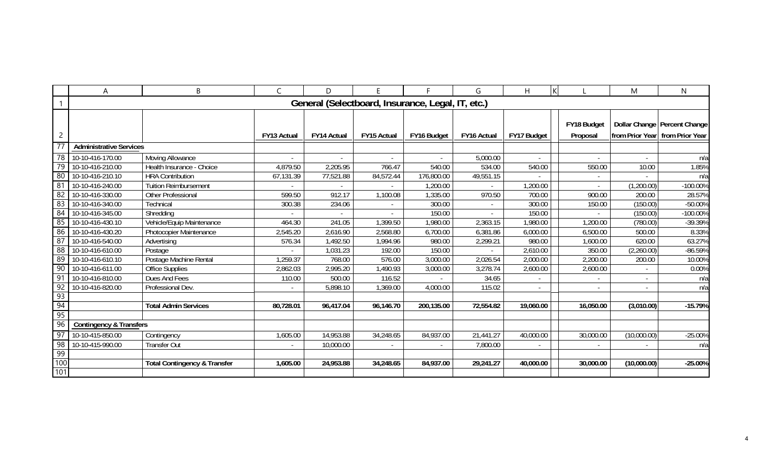| | A | B | C | D | E | F | G | H | K | L | M | N |
|---|---|---|---|---|---|---|---|---|---|---|---|---|
| 1 | General (Selectboard, Insurance, Legal, IT, etc.) | | | | | | | | | | | |
| 2 | | | FY13 Actual | FY14 Actual | FY15 Actual | FY16 Budget | FY16 Actual | FY17 Budget | | FY18 Budget Proposal | Dollar Change from Prior Year | Percent Change from Prior Year |
| 77 | **Administrative Services** | | | | | | | | | | | |
| 78 | 10-10-416-170.00 | Moving Allowance | - | - | - | - | 5,000.00 | - | | - | - | n/a |
| 79 | 10-10-416-210.00 | Health Insurance - Choice | 4,879.50 | 2,205.95 | 766.47 | 540.00 | 534.00 | 540.00 | | 550.00 | 10.00 | 1.85% |
| 80 | 10-10-416-210.10 | HRA Contribution | 67,131.39 | 77,521.88 | 84,572.44 | 176,800.00 | 49,551.15 | - | | - | - | n/a |
| 81 | 10-10-416-240.00 | Tuition Reimbursement | - | - | - | 1,200.00 | - | 1,200.00 | | - | (1,200.00) | -100.00% |
| 82 | 10-10-416-330.00 | Other Professional | 599.50 | 912.17 | 1,100.08 | 1,335.00 | 970.50 | 700.00 | | 900.00 | 200.00 | 28.57% |
| 83 | 10-10-416-340.00 | Technical | 300.38 | 234.06 | - | 300.00 | - | 300.00 | | 150.00 | (150.00) | -50.00% |
| 84 | 10-10-416-345.00 | Shredding | - | - | - | 150.00 | - | 150.00 | | - | (150.00) | -100.00% |
| 85 | 10-10-416-430.10 | Vehicle/Equip Maintenance | 464.30 | 241.05 | 1,399.50 | 1,980.00 | 2,363.15 | 1,980.00 | | 1,200.00 | (780.00) | -39.39% |
| 86 | 10-10-416-430.20 | Photocopier Maintenance | 2,545.20 | 2,616.90 | 2,568.80 | 6,700.00 | 6,381.86 | 6,000.00 | | 6,500.00 | 500.00 | 8.33% |
| 87 | 10-10-416-540.00 | Advertising | 576.34 | 1,492.50 | 1,994.96 | 980.00 | 2,299.21 | 980.00 | | 1,600.00 | 620.00 | 63.27% |
| 88 | 10-10-416-610.00 | Postage | - | 1,031.23 | 192.00 | 150.00 | - | 2,610.00 | | 350.00 | (2,260.00) | -86.59% |
| 89 | 10-10-416-610.10 | Postage Machine Rental | 1,259.37 | 768.00 | 576.00 | 3,000.00 | 2,026.54 | 2,000.00 | | 2,200.00 | 200.00 | 10.00% |
| 90 | 10-10-416-611.00 | Office Supplies | 2,862.03 | 2,995.20 | 1,490.93 | 3,000.00 | 3,278.74 | 2,600.00 | | 2,600.00 | - | 0.00% |
| 91 | 10-10-416-810.00 | Dues And Fees | 110.00 | 500.00 | 116.52 | - | 34.65 | - | | - | - | n/a |
| 92 | 10-10-416-820.00 | Professional Dev. | - | 5,898.10 | 1,369.00 | 4,000.00 | 115.02 | - | | - | - | n/a |
| 93 | | | | | | | | | | | | |
| 94 | | **Total Admin Services** | **80,728.01** | **96,417.04** | **96,146.70** | **200,135.00** | **72,554.82** | **19,060.00** | | **16,050.00** | **(3,010.00)** | **-15.79%** |
| 95 | | | | | | | | | | | | |
| 96 | **Contingency & Transfers** | | | | | | | | | | | |
| 97 | 10-10-415-850.00 | Contingency | 1,605.00 | 14,953.88 | 34,248.65 | 84,937.00 | 21,441.27 | 40,000.00 | | 30,000.00 | (10,000.00) | -25.00% |
| 98 | 10-10-415-990.00 | Transfer Out | - | 10,000.00 | - | - | 7,800.00 | - | | - | - | n/a |
| 99 | | | | | | | | | | | | |
| 100 | | **Total Contingency & Transfer** | **1,605.00** | **24,953.88** | **34,248.65** | **84,937.00** | **29,241.27** | **40,000.00** | | **30,000.00** | **(10,000.00)** | **-25.00%** |
| 101 | | | | | | | | | | | | |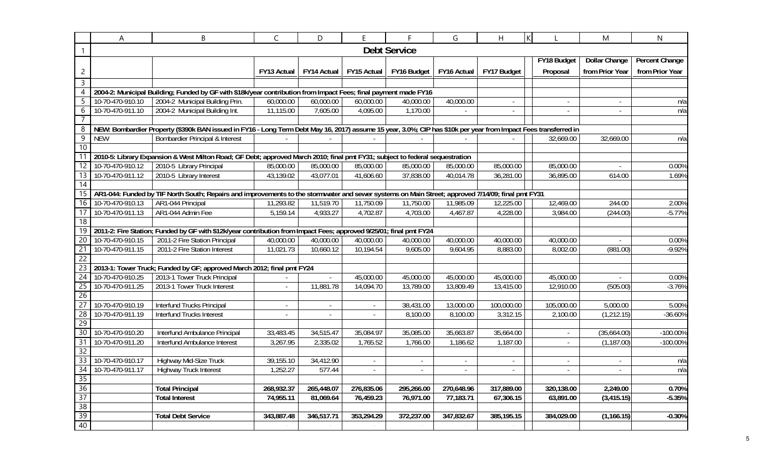## Debt Service

| A | B | FY13 Actual | FY14 Actual | FY15 Actual | FY16 Budget | FY16 Actual | FY17 Budget | FY18 Budget Proposal | Dollar Change from Prior Year | Percent Change from Prior Year |
|---|---|---|---|---|---|---|---|---|---|---|
| **2004-2: Municipal Building; Funded by GF with $18k/year contribution from Impact Fees; final payment made FY16** | | | | | | | | | | |
| 10-70-470-910.10 | 2004-2 Municipal Building Prin. | 60,000.00 | 60,000.00 | 60,000.00 | 40,000.00 | 40,000.00 | - | - | - | n/a |
| 10-70-470-911.10 | 2004-2 Municipal Building Int. | 11,115.00 | 7,605.00 | 4,095.00 | 1,170.00 | - | - | - | - | n/a |
| | | | | | | | | | | |
| **NEW: Bombardier Property ($390k BAN issued in FY16 - Long Term Debt May 16, 2017) assume 15 year, 3.0%; CIP has $10k per year from Impact Fees transferred in** | | | | | | | | | | |
| NEW | Bombardier Principal & Interest | - | - | - | - | - | - | 32,669.00 | 32,669.00 | n/a |
| | | | | | | | | | | |
| **2010-5: Library Expansion & West Milton Road; GF Debt; approved March 2010; final pmt FY31; subject to federal sequestration** | | | | | | | | | | |
| 10-70-470-910.12 | 2010-5 Library Principal | 85,000.00 | 85,000.00 | 85,000.00 | 85,000.00 | 85,000.00 | 85,000.00 | 85,000.00 | - | 0.00% |
| 10-70-470-911.12 | 2010-5 Library Interest | 43,139.02 | 43,077.01 | 41,606.60 | 37,838.00 | 40,014.78 | 36,281.00 | 36,895.00 | 614.00 | 1.69% |
| | | | | | | | | | | |
| **AR1-044: Funded by TIF North South; Repairs and improvements to the stormwater and sewer systems on Main Street; approved 7/14/09; final pmt FY31** | | | | | | | | | | |
| 10-70-470-910.13 | AR1-044 Principal | 11,293.82 | 11,519.70 | 11,750.09 | 11,750.00 | 11,985.09 | 12,225.00 | 12,469.00 | 244.00 | 2.00% |
| 10-70-470-911.13 | AR1-044 Admin Fee | 5,159.14 | 4,933.27 | 4,702.87 | 4,703.00 | 4,467.87 | 4,228.00 | 3,984.00 | (244.00) | -5.77% |
| | | | | | | | | | | |
| **2011-2: Fire Station; Funded by GF with $12k/year contribution from Impact Fees; approved 9/25/01; final pmt FY24** | | | | | | | | | | |
| 10-70-470-910.15 | 2011-2 Fire Station Principal | 40,000.00 | 40,000.00 | 40,000.00 | 40,000.00 | 40,000.00 | 40,000.00 | 40,000.00 | - | 0.00% |
| 10-70-470-911.15 | 2011-2 Fire Station Interest | 11,021.73 | 10,660.12 | 10,194.54 | 9,605.00 | 9,604.95 | 8,883.00 | 8,002.00 | (881.00) | -9.92% |
| | | | | | | | | | | |
| **2013-1: Tower Truck; Funded by GF; approved March 2012; final pmt FY24** | | | | | | | | | | |
| 10-70-470-910.25 | 2013-1 Tower Truck Principal | - | - | 45,000.00 | 45,000.00 | 45,000.00 | 45,000.00 | 45,000.00 | - | 0.00% |
| 10-70-470-911.25 | 2013-1 Tower Truck Interest | - | 11,881.78 | 14,094.70 | 13,789.00 | 13,809.49 | 13,415.00 | 12,910.00 | (505.00) | -3.76% |
| | | | | | | | | | | |
| 10-70-470-910.19 | Interfund Trucks Principal | - | - | - | 38,431.00 | 13,000.00 | 100,000.00 | 105,000.00 | 5,000.00 | 5.00% |
| 10-70-470-911.19 | Interfund Trucks Interest | - | - | - | 8,100.00 | 8,100.00 | 3,312.15 | 2,100.00 | (1,212.15) | -36.60% |
| | | | | | | | | | | |
| 10-70-470-910.20 | Interfund Ambulance Principal | 33,483.45 | 34,515.47 | 35,084.97 | 35,085.00 | 35,663.87 | 35,664.00 | - | (35,664.00) | -100.00% |
| 10-70-470-911.20 | Interfund Ambulance Interest | 3,267.95 | 2,335.02 | 1,765.52 | 1,766.00 | 1,186.62 | 1,187.00 | - | (1,187.00) | -100.00% |
| | | | | | | | | | | |
| 10-70-470-910.17 | Highway Mid-Size Truck | 39,155.10 | 34,412.90 | - | - | - | - | - | - | n/a |
| 10-70-470-911.17 | Highway Truck Interest | 1,252.27 | 577.44 | - | - | - | - | - | - | n/a |
| | | | | | | | | | | |
| | **Total Principal** | **268,932.37** | **265,448.07** | **276,835.06** | **295,266.00** | **270,648.96** | **317,889.00** | **320,138.00** | **2,249.00** | **0.70%** |
| | **Total Interest** | **74,955.11** | **81,069.64** | **76,459.23** | **76,971.00** | **77,183.71** | **67,306.15** | **63,891.00** | **(3,415.15)** | **-5.35%** |
| | | | | | | | | | | |
| | **Total Debt Service** | **343,887.48** | **346,517.71** | **353,294.29** | **372,237.00** | **347,832.67** | **385,195.15** | **384,029.00** | **(1,166.15)** | **-0.30%** |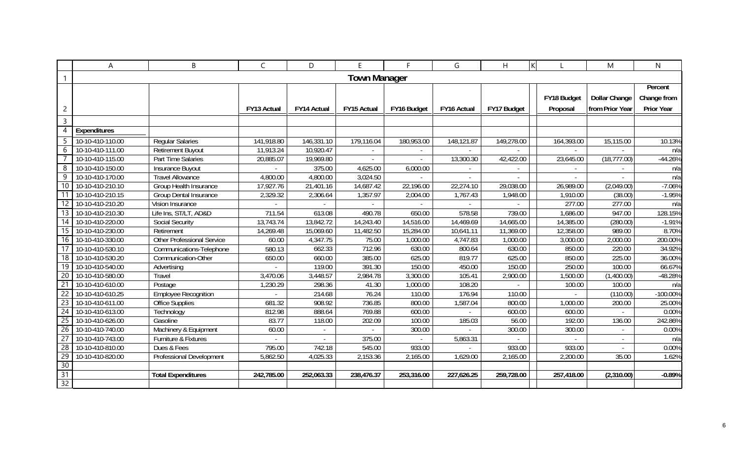# Town Manager

| | | FY13 Actual | FY14 Actual | FY15 Actual | FY16 Budget | FY16 Actual | FY17 Budget | FY18 Budget Proposal | Dollar Change from Prior Year | Percent Change from Prior Year |
|---|---|---|---|---|---|---|---|---|---|---|
| **Expenditures** | | | | | | | | | | |
| 10-10-410-110.00 | Regular Salaries | 141,918.80 | 146,331.10 | 179,116.04 | 180,953.00 | 148,121.87 | 149,278.00 | 164,393.00 | 15,115.00 | 10.13% |
| 10-10-410-111.00 | Retirement Buyout | 11,913.24 | 10,920.47 | - | - | - | - | - | - | n/a |
| 10-10-410-115.00 | Part Time Salaries | 20,885.07 | 19,969.80 | - | - | 13,300.30 | 42,422.00 | 23,645.00 | (18,777.00) | -44.26% |
| 10-10-410-150.00 | Insurance Buyout | - | 375.00 | 4,625.00 | 6,000.00 | - | - | - | - | n/a |
| 10-10-410-170.00 | Travel Allowance | 4,800.00 | 4,800.00 | 3,024.50 | - | - | - | - | - | n/a |
| 10-10-410-210.10 | Group Health Insurance | 17,927.76 | 21,401.16 | 14,687.42 | 22,196.00 | 22,274.10 | 29,038.00 | 26,989.00 | (2,049.00) | -7.06% |
| 10-10-410-210.15 | Group Dental Insurance | 2,329.32 | 2,306.64 | 1,357.97 | 2,004.00 | 1,767.43 | 1,948.00 | 1,910.00 | (38.00) | -1.95% |
| 10-10-410-210.20 | Vision Insurance | - | - | - | - | - | - | 277.00 | 277.00 | n/a |
| 10-10-410-210.30 | Life Ins, ST/LT, AD&D | 711.54 | 613.08 | 490.78 | 650.00 | 578.58 | 739.00 | 1,686.00 | 947.00 | 128.15% |
| 10-10-410-220.00 | Social Security | 13,743.74 | 13,842.72 | 14,243.40 | 14,516.00 | 14,469.69 | 14,665.00 | 14,385.00 | (280.00) | -1.91% |
| 10-10-410-230.00 | Retirement | 14,269.48 | 15,069.60 | 11,482.50 | 15,284.00 | 10,641.11 | 11,369.00 | 12,358.00 | 989.00 | 8.70% |
| 10-10-410-330.00 | Other Professional Service | 60.00 | 4,347.75 | 75.00 | 1,000.00 | 4,747.83 | 1,000.00 | 3,000.00 | 2,000.00 | 200.00% |
| 10-10-410-530.10 | Communications-Telephone | 580.13 | 662.33 | 712.96 | 630.00 | 800.64 | 630.00 | 850.00 | 220.00 | 34.92% |
| 10-10-410-530.20 | Communication-Other | 650.00 | 660.00 | 385.00 | 625.00 | 819.77 | 625.00 | 850.00 | 225.00 | 36.00% |
| 10-10-410-540.00 | Advertising | - | 119.00 | 391.30 | 150.00 | 450.00 | 150.00 | 250.00 | 100.00 | 66.67% |
| 10-10-410-580.00 | Travel | 3,470.06 | 3,448.57 | 2,984.78 | 3,300.00 | 105.41 | 2,900.00 | 1,500.00 | (1,400.00) | -48.28% |
| 10-10-410-610.00 | Postage | 1,230.29 | 298.36 | 41.30 | 1,000.00 | 108.20 | - | 100.00 | 100.00 | n/a |
| 10-10-410-610.25 | Employee Recognition | - | 214.68 | 76.24 | 110.00 | 176.94 | 110.00 | - | (110.00) | -100.00% |
| 10-10-410-611.00 | Office Supplies | 681.32 | 908.92 | 736.85 | 800.00 | 1,587.04 | 800.00 | 1,000.00 | 200.00 | 25.00% |
| 10-10-410-613.00 | Technology | 812.98 | 888.64 | 769.88 | 600.00 | - | 600.00 | 600.00 | - | 0.00% |
| 10-10-410-626.00 | Gasoline | 83.77 | 118.00 | 202.09 | 100.00 | 185.03 | 56.00 | 192.00 | 136.00 | 242.86% |
| 10-10-410-740.00 | Machinery & Equipment | 60.00 | - | - | 300.00 | - | 300.00 | 300.00 | - | 0.00% |
| 10-10-410-743.00 | Furniture & Fixtures | - | - | 375.00 | - | 5,863.31 | - | - | - | n/a |
| 10-10-410-810.00 | Dues & Fees | 795.00 | 742.18 | 545.00 | 933.00 | - | 933.00 | 933.00 | - | 0.00% |
| 10-10-410-820.00 | Professional Development | 5,862.50 | 4,025.33 | 2,153.36 | 2,165.00 | 1,629.00 | 2,165.00 | 2,200.00 | 35.00 | 1.62% |
| | **Total Expenditures** | **242,785.00** | **252,063.33** | **238,476.37** | **253,316.00** | **227,626.25** | **259,728.00** | **257,418.00** | **(2,310.00)** | **-0.89%** |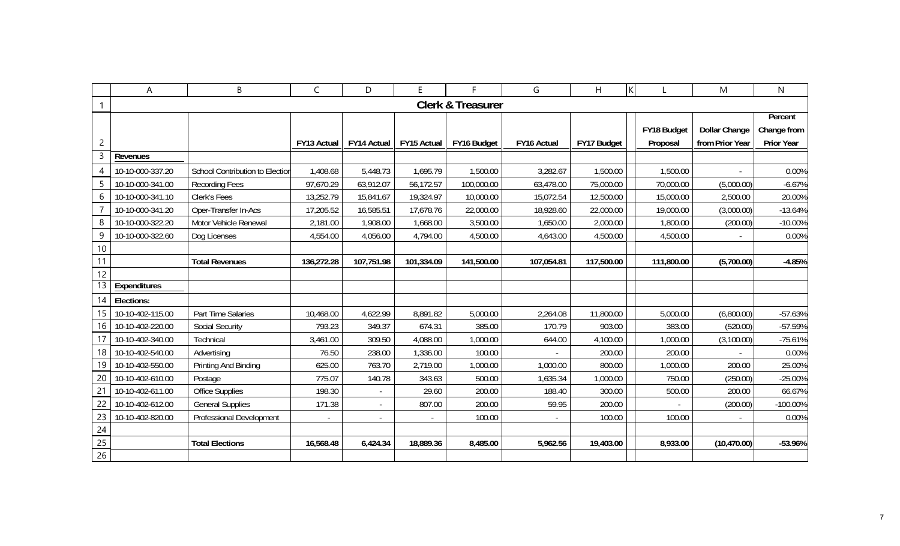| | | | | | | | | | | |
|---|---|---|---|---|---|---|---|---|---|---|
| **Clerk & Treasurer** | | | | | | | | | | |
| | | **FY13 Actual** | **FY14 Actual** | **FY15 Actual** | **FY16 Budget** | **FY16 Actual** | **FY17 Budget** | **FY18 Budget Proposal** | **Dollar Change from Prior Year** | **Percent Change from Prior Year** |
| **Revenues** | | | | | | | | | | |
| 10-10-000-337.20 | School Contribution to Election | 1,408.68 | 5,448.73 | 1,695.79 | 1,500.00 | 3,282.67 | 1,500.00 | 1,500.00 | - | 0.00% |
| 10-10-000-341.00 | Recording Fees | 97,670.29 | 63,912.07 | 56,172.57 | 100,000.00 | 63,478.00 | 75,000.00 | 70,000.00 | (5,000.00) | -6.67% |
| 10-10-000-341.10 | Clerk's Fees | 13,252.79 | 15,841.67 | 19,324.97 | 10,000.00 | 15,072.54 | 12,500.00 | 15,000.00 | 2,500.00 | 20.00% |
| 10-10-000-341.20 | Oper-Transfer In-Acs | 17,205.52 | 16,585.51 | 17,678.76 | 22,000.00 | 18,928.60 | 22,000.00 | 19,000.00 | (3,000.00) | -13.64% |
| 10-10-000-322.20 | Motor Vehicle Renewal | 2,181.00 | 1,908.00 | 1,668.00 | 3,500.00 | 1,650.00 | 2,000.00 | 1,800.00 | (200.00) | -10.00% |
| 10-10-000-322.60 | Dog Licenses | 4,554.00 | 4,056.00 | 4,794.00 | 4,500.00 | 4,643.00 | 4,500.00 | 4,500.00 | - | 0.00% |
| | | | | | | | | | | |
| | **Total Revenues** | **136,272.28** | **107,751.98** | **101,334.09** | **141,500.00** | **107,054.81** | **117,500.00** | **111,800.00** | **(5,700.00)** | **-4.85%** |
| | | | | | | | | | | |
| **Expenditures** | | | | | | | | | | |
| **Elections:** | | | | | | | | | | |
| 10-10-402-115.00 | Part Time Salaries | 10,468.00 | 4,622.99 | 8,891.82 | 5,000.00 | 2,264.08 | 11,800.00 | 5,000.00 | (6,800.00) | -57.63% |
| 10-10-402-220.00 | Social Security | 793.23 | 349.37 | 674.31 | 385.00 | 170.79 | 903.00 | 383.00 | (520.00) | -57.59% |
| 10-10-402-340.00 | Technical | 3,461.00 | 309.50 | 4,088.00 | 1,000.00 | 644.00 | 4,100.00 | 1,000.00 | (3,100.00) | -75.61% |
| 10-10-402-540.00 | Advertising | 76.50 | 238.00 | 1,336.00 | 100.00 | - | 200.00 | 200.00 | - | 0.00% |
| 10-10-402-550.00 | Printing And Binding | 625.00 | 763.70 | 2,719.00 | 1,000.00 | 1,000.00 | 800.00 | 1,000.00 | 200.00 | 25.00% |
| 10-10-402-610.00 | Postage | 775.07 | 140.78 | 343.63 | 500.00 | 1,635.34 | 1,000.00 | 750.00 | (250.00) | -25.00% |
| 10-10-402-611.00 | Office Supplies | 198.30 | - | 29.60 | 200.00 | 188.40 | 300.00 | 500.00 | 200.00 | 66.67% |
| 10-10-402-612.00 | General Supplies | 171.38 | - | 807.00 | 200.00 | 59.95 | 200.00 | - | (200.00) | -100.00% |
| 10-10-402-820.00 | Professional Development | - | - | - | 100.00 | - | 100.00 | 100.00 | - | 0.00% |
| | | | | | | | | | | |
| | **Total Elections** | **16,568.48** | **6,424.34** | **18,889.36** | **8,485.00** | **5,962.56** | **19,403.00** | **8,933.00** | **(10,470.00)** | **-53.96%** |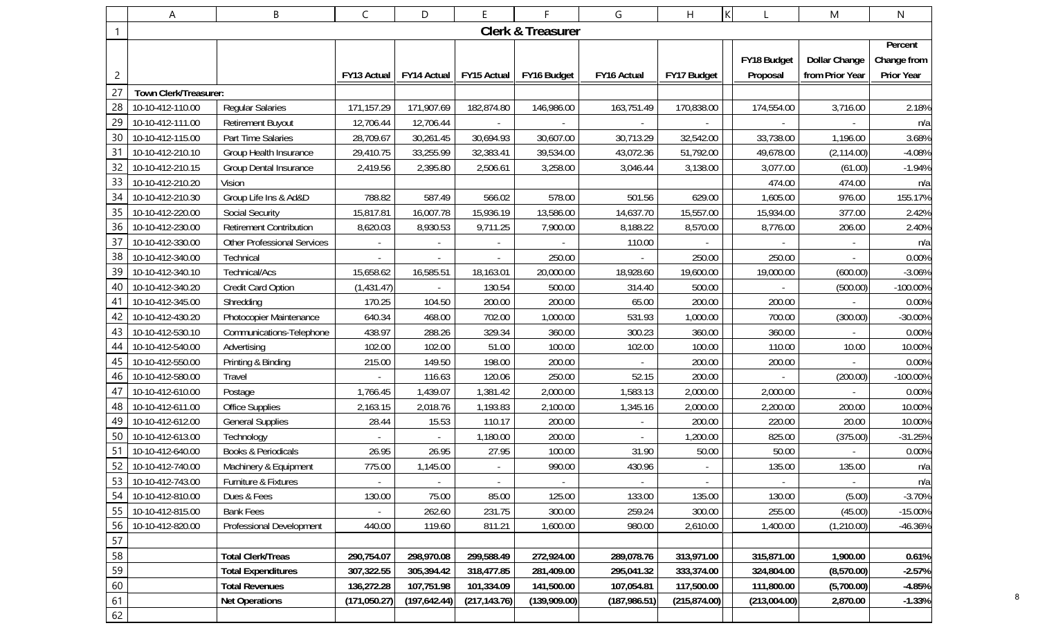# Clerk & Treasurer

| | | FY13 Actual | FY14 Actual | FY15 Actual | FY16 Budget | FY16 Actual | FY17 Budget | FY18 Budget Proposal | Dollar Change from Prior Year | Percent Change from Prior Year |
|---|---|---|---|---|---|---|---|---|---|---|
| **Town Clerk/Treasurer:** | | | | | | | | | | |
| 10-10-412-110.00 | Regular Salaries | 171,157.29 | 171,907.69 | 182,874.80 | 146,986.00 | 163,751.49 | 170,838.00 | 174,554.00 | 3,716.00 | 2.18% |
| 10-10-412-111.00 | Retirement Buyout | 12,706.44 | 12,706.44 | - | - | - | - | - | - | n/a |
| 10-10-412-115.00 | Part Time Salaries | 28,709.67 | 30,261.45 | 30,694.93 | 30,607.00 | 30,713.29 | 32,542.00 | 33,738.00 | 1,196.00 | 3.68% |
| 10-10-412-210.10 | Group Health Insurance | 29,410.75 | 33,255.99 | 32,383.41 | 39,534.00 | 43,072.36 | 51,792.00 | 49,678.00 | (2,114.00) | -4.08% |
| 10-10-412-210.15 | Group Dental Insurance | 2,419.56 | 2,395.80 | 2,506.61 | 3,258.00 | 3,046.44 | 3,138.00 | 3,077.00 | (61.00) | -1.94% |
| 10-10-412-210.20 | Vision | | | | | | | 474.00 | 474.00 | n/a |
| 10-10-412-210.30 | Group Life Ins & Ad&D | 788.82 | 587.49 | 566.02 | 578.00 | 501.56 | 629.00 | 1,605.00 | 976.00 | 155.17% |
| 10-10-412-220.00 | Social Security | 15,817.81 | 16,007.78 | 15,936.19 | 13,586.00 | 14,637.70 | 15,557.00 | 15,934.00 | 377.00 | 2.42% |
| 10-10-412-230.00 | Retirement Contribution | 8,620.03 | 8,930.53 | 9,711.25 | 7,900.00 | 8,188.22 | 8,570.00 | 8,776.00 | 206.00 | 2.40% |
| 10-10-412-330.00 | Other Professional Services | - | - | - | - | 110.00 | - | - | - | n/a |
| 10-10-412-340.00 | Technical | - | - | - | 250.00 | - | 250.00 | 250.00 | - | 0.00% |
| 10-10-412-340.10 | Technical/Acs | 15,658.62 | 16,585.51 | 18,163.01 | 20,000.00 | 18,928.60 | 19,600.00 | 19,000.00 | (600.00) | -3.06% |
| 10-10-412-340.20 | Credit Card Option | (1,431.47) | - | 130.54 | 500.00 | 314.40 | 500.00 | - | (500.00) | -100.00% |
| 10-10-412-345.00 | Shredding | 170.25 | 104.50 | 200.00 | 200.00 | 65.00 | 200.00 | 200.00 | - | 0.00% |
| 10-10-412-430.20 | Photocopier Maintenance | 640.34 | 468.00 | 702.00 | 1,000.00 | 531.93 | 1,000.00 | 700.00 | (300.00) | -30.00% |
| 10-10-412-530.10 | Communications-Telephone | 438.97 | 288.26 | 329.34 | 360.00 | 300.23 | 360.00 | 360.00 | - | 0.00% |
| 10-10-412-540.00 | Advertising | 102.00 | 102.00 | 51.00 | 100.00 | 102.00 | 100.00 | 110.00 | 10.00 | 10.00% |
| 10-10-412-550.00 | Printing & Binding | 215.00 | 149.50 | 198.00 | 200.00 | - | 200.00 | 200.00 | - | 0.00% |
| 10-10-412-580.00 | Travel | - | 116.63 | 120.06 | 250.00 | 52.15 | 200.00 | - | (200.00) | -100.00% |
| 10-10-412-610.00 | Postage | 1,766.45 | 1,439.07 | 1,381.42 | 2,000.00 | 1,583.13 | 2,000.00 | 2,000.00 | - | 0.00% |
| 10-10-412-611.00 | Office Supplies | 2,163.15 | 2,018.76 | 1,193.83 | 2,100.00 | 1,345.16 | 2,000.00 | 2,200.00 | 200.00 | 10.00% |
| 10-10-412-612.00 | General Supplies | 28.44 | 15.53 | 110.17 | 200.00 | - | 200.00 | 220.00 | 20.00 | 10.00% |
| 10-10-412-613.00 | Technology | - | - | 1,180.00 | 200.00 | - | 1,200.00 | 825.00 | (375.00) | -31.25% |
| 10-10-412-640.00 | Books & Periodicals | 26.95 | 26.95 | 27.95 | 100.00 | 31.90 | 50.00 | 50.00 | - | 0.00% |
| 10-10-412-740.00 | Machinery & Equipment | 775.00 | 1,145.00 | - | 990.00 | 430.96 | - | 135.00 | 135.00 | n/a |
| 10-10-412-743.00 | Furniture & Fixtures | - | - | - | - | - | - | - | - | n/a |
| 10-10-412-810.00 | Dues & Fees | 130.00 | 75.00 | 85.00 | 125.00 | 133.00 | 135.00 | 130.00 | (5.00) | -3.70% |
| 10-10-412-815.00 | Bank Fees | - | 262.60 | 231.75 | 300.00 | 259.24 | 300.00 | 255.00 | (45.00) | -15.00% |
| 10-10-412-820.00 | Professional Development | 440.00 | 119.60 | 811.21 | 1,600.00 | 980.00 | 2,610.00 | 1,400.00 | (1,210.00) | -46.36% |
| | | | | | | | | | | |
| | **Total Clerk/Treas** | **290,754.07** | **298,970.08** | **299,588.49** | **272,924.00** | **289,078.76** | **313,971.00** | **315,871.00** | **1,900.00** | **0.61%** |
| | **Total Expenditures** | **307,322.55** | **305,394.42** | **318,477.85** | **281,409.00** | **295,041.32** | **333,374.00** | **324,804.00** | **(8,570.00)** | **-2.57%** |
| | **Total Revenues** | **136,272.28** | **107,751.98** | **101,334.09** | **141,500.00** | **107,054.81** | **117,500.00** | **111,800.00** | **(5,700.00)** | **-4.85%** |
| | **Net Operations** | **(171,050.27)** | **(197,642.44)** | **(217,143.76)** | **(139,909.00)** | **(187,986.51)** | **(215,874.00)** | **(213,004.00)** | **2,870.00** | **-1.33%** |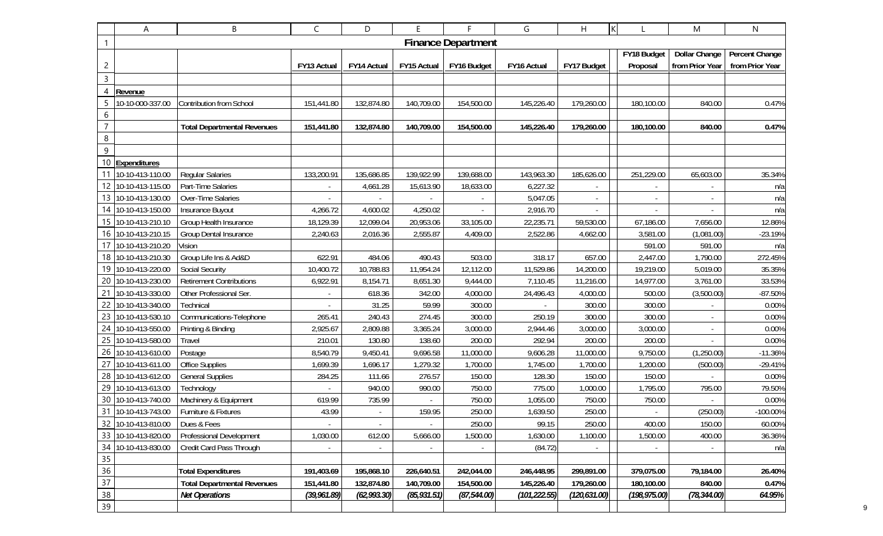# Finance Department

| | | FY13 Actual | FY14 Actual | FY15 Actual | FY16 Budget | FY16 Actual | FY17 Budget | FY18 Budget Proposal | Dollar Change from Prior Year | Percent Change from Prior Year |
|---|---|---|---|---|---|---|---|---|---|---|
| **Revenue** | | | | | | | | | | |
| 10-10-000-337.00 | Contribution from School | 151,441.80 | 132,874.80 | 140,709.00 | 154,500.00 | 145,226.40 | 179,260.00 | 180,100.00 | 840.00 | 0.47% |
| | **Total Departmental Revenues** | **151,441.80** | **132,874.80** | **140,709.00** | **154,500.00** | **145,226.40** | **179,260.00** | **180,100.00** | **840.00** | **0.47%** |
| **Expenditures** | | | | | | | | | | |
| 10-10-413-110.00 | Regular Salaries | 133,200.91 | 135,686.85 | 139,922.99 | 139,688.00 | 143,963.30 | 185,626.00 | 251,229.00 | 65,603.00 | 35.34% |
| 10-10-413-115.00 | Part-Time Salaries | - | 4,661.28 | 15,613.90 | 18,633.00 | 6,227.32 | - | - | - | n/a |
| 10-10-413-130.00 | Over-Time Salaries | - | - | - | - | 5,047.05 | - | - | - | n/a |
| 10-10-413-150.00 | Insurance Buyout | 4,266.72 | 4,600.02 | 4,250.02 | - | 2,916.70 | - | - | - | n/a |
| 10-10-413-210.10 | Group Health Insurance | 18,129.39 | 12,099.04 | 20,953.06 | 33,105.00 | 22,235.71 | 59,530.00 | 67,186.00 | 7,656.00 | 12.86% |
| 10-10-413-210.15 | Group Dental Insurance | 2,240.63 | 2,016.36 | 2,555.87 | 4,409.00 | 2,522.86 | 4,662.00 | 3,581.00 | (1,081.00) | -23.19% |
| 10-10-413-210.20 | Vision | | | | | | | 591.00 | 591.00 | n/a |
| 10-10-413-210.30 | Group Life Ins & Ad&D | 622.91 | 484.06 | 490.43 | 503.00 | 318.17 | 657.00 | 2,447.00 | 1,790.00 | 272.45% |
| 10-10-413-220.00 | Social Security | 10,400.72 | 10,788.83 | 11,954.24 | 12,112.00 | 11,529.86 | 14,200.00 | 19,219.00 | 5,019.00 | 35.35% |
| 10-10-413-230.00 | Retirement Contributions | 6,922.91 | 8,154.71 | 8,651.30 | 9,444.00 | 7,110.45 | 11,216.00 | 14,977.00 | 3,761.00 | 33.53% |
| 10-10-413-330.00 | Other Professional Ser. | - | 618.36 | 342.00 | 4,000.00 | 24,496.43 | 4,000.00 | 500.00 | (3,500.00) | -87.50% |
| 10-10-413-340.00 | Technical | - | 31.25 | 59.99 | 300.00 | - | 300.00 | 300.00 | - | 0.00% |
| 10-10-413-530.10 | Communications-Telephone | 265.41 | 240.43 | 274.45 | 300.00 | 250.19 | 300.00 | 300.00 | - | 0.00% |
| 10-10-413-550.00 | Printing & Binding | 2,925.67 | 2,809.88 | 3,365.24 | 3,000.00 | 2,944.46 | 3,000.00 | 3,000.00 | - | 0.00% |
| 10-10-413-580.00 | Travel | 210.01 | 130.80 | 138.60 | 200.00 | 292.94 | 200.00 | 200.00 | - | 0.00% |
| 10-10-413-610.00 | Postage | 8,540.79 | 9,450.41 | 9,696.58 | 11,000.00 | 9,606.28 | 11,000.00 | 9,750.00 | (1,250.00) | -11.36% |
| 10-10-413-611.00 | Office Supplies | 1,699.39 | 1,696.17 | 1,279.32 | 1,700.00 | 1,745.00 | 1,700.00 | 1,200.00 | (500.00) | -29.41% |
| 10-10-413-612.00 | General Supplies | 284.25 | 111.66 | 276.57 | 150.00 | 128.30 | 150.00 | 150.00 | - | 0.00% |
| 10-10-413-613.00 | Technology | - | 940.00 | 990.00 | 750.00 | 775.00 | 1,000.00 | 1,795.00 | 795.00 | 79.50% |
| 10-10-413-740.00 | Machinery & Equipment | 619.99 | 735.99 | - | 750.00 | 1,055.00 | 750.00 | 750.00 | - | 0.00% |
| 10-10-413-743.00 | Furniture & Fixtures | 43.99 | - | 159.95 | 250.00 | 1,639.50 | 250.00 | - | (250.00) | -100.00% |
| 10-10-413-810.00 | Dues & Fees | - | - | - | 250.00 | 99.15 | 250.00 | 400.00 | 150.00 | 60.00% |
| 10-10-413-820.00 | Professional Development | 1,030.00 | 612.00 | 5,666.00 | 1,500.00 | 1,630.00 | 1,100.00 | 1,500.00 | 400.00 | 36.36% |
| 10-10-413-830.00 | Credit Card Pass Through | - | - | - | - | (84.72) | - | - | - | n/a |
| | **Total Expenditures** | **191,403.69** | **195,868.10** | **226,640.51** | **242,044.00** | **246,448.95** | **299,891.00** | **379,075.00** | **79,184.00** | **26.40%** |
| | **Total Departmental Revenues** | **151,441.80** | **132,874.80** | **140,709.00** | **154,500.00** | **145,226.40** | **179,260.00** | **180,100.00** | **840.00** | **0.47%** |
| | ***Net Operations*** | ***(39,961.89)*** | ***(62,993.30)*** | ***(85,931.51)*** | ***(87,544.00)*** | ***(101,222.55)*** | ***(120,631.00)*** | ***(198,975.00)*** | ***(78,344.00)*** | ***64.95%*** |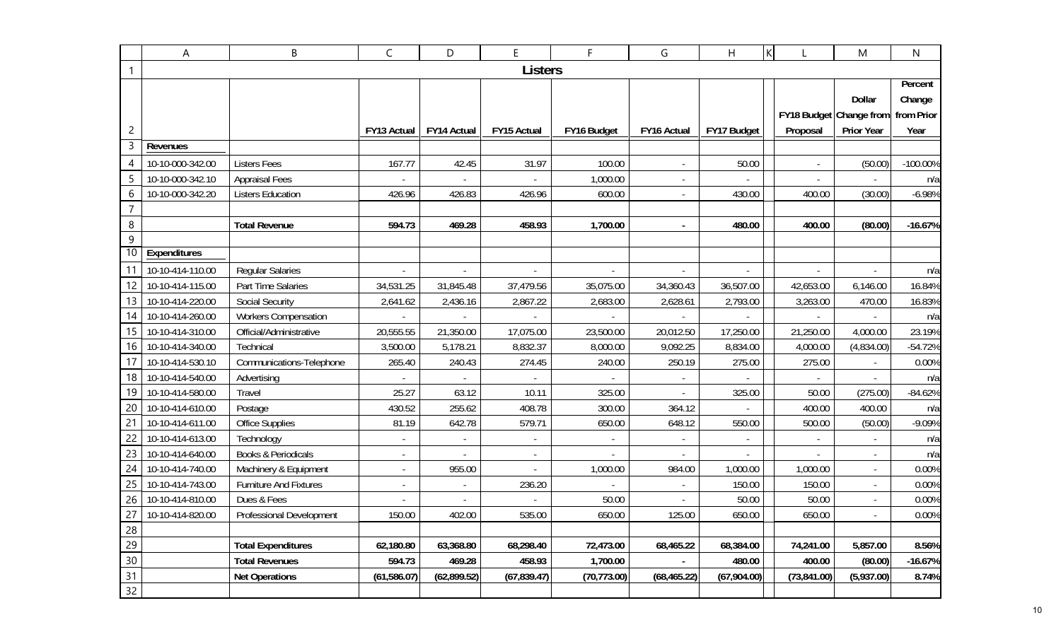# Listers

| Account | Description | FY13 Actual | FY14 Actual | FY15 Actual | FY16 Budget | FY16 Actual | FY17 Budget | FY18 Budget Proposal | Dollar Change from Prior Year | Percent Change from Prior Year |
|---|---|---|---|---|---|---|---|---|---|---|
| **Revenues** | | | | | | | | | | |
| 10-10-000-342.00 | Listers Fees | 167.77 | 42.45 | 31.97 | 100.00 | - | 50.00 | - | (50.00) | -100.00% |
| 10-10-000-342.10 | Appraisal Fees | - | - | - | 1,000.00 | - | - | - | - | n/a |
| 10-10-000-342.20 | Listers Education | 426.96 | 426.83 | 426.96 | 600.00 | - | 430.00 | 400.00 | (30.00) | -6.98% |
| | | | | | | | | | | |
| | **Total Revenue** | **594.73** | **469.28** | **458.93** | **1,700.00** | **-** | **480.00** | **400.00** | **(80.00)** | **-16.67%** |
| | | | | | | | | | | |
| **Expenditures** | | | | | | | | | | |
| 10-10-414-110.00 | Regular Salaries | - | - | - | - | - | - | - | - | n/a |
| 10-10-414-115.00 | Part Time Salaries | 34,531.25 | 31,845.48 | 37,479.56 | 35,075.00 | 34,360.43 | 36,507.00 | 42,653.00 | 6,146.00 | 16.84% |
| 10-10-414-220.00 | Social Security | 2,641.62 | 2,436.16 | 2,867.22 | 2,683.00 | 2,628.61 | 2,793.00 | 3,263.00 | 470.00 | 16.83% |
| 10-10-414-260.00 | Workers Compensation | - | - | - | - | - | - | - | - | n/a |
| 10-10-414-310.00 | Official/Administrative | 20,555.55 | 21,350.00 | 17,075.00 | 23,500.00 | 20,012.50 | 17,250.00 | 21,250.00 | 4,000.00 | 23.19% |
| 10-10-414-340.00 | Technical | 3,500.00 | 5,178.21 | 8,832.37 | 8,000.00 | 9,092.25 | 8,834.00 | 4,000.00 | (4,834.00) | -54.72% |
| 10-10-414-530.10 | Communications-Telephone | 265.40 | 240.43 | 274.45 | 240.00 | 250.19 | 275.00 | 275.00 | - | 0.00% |
| 10-10-414-540.00 | Advertising | - | - | - | - | - | - | - | - | n/a |
| 10-10-414-580.00 | Travel | 25.27 | 63.12 | 10.11 | 325.00 | - | 325.00 | 50.00 | (275.00) | -84.62% |
| 10-10-414-610.00 | Postage | 430.52 | 255.62 | 408.78 | 300.00 | 364.12 | - | 400.00 | 400.00 | n/a |
| 10-10-414-611.00 | Office Supplies | 81.19 | 642.78 | 579.71 | 650.00 | 648.12 | 550.00 | 500.00 | (50.00) | -9.09% |
| 10-10-414-613.00 | Technology | - | - | - | - | - | - | - | - | n/a |
| 10-10-414-640.00 | Books & Periodicals | - | - | - | - | - | - | - | - | n/a |
| 10-10-414-740.00 | Machinery & Equipment | - | 955.00 | - | 1,000.00 | 984.00 | 1,000.00 | 1,000.00 | - | 0.00% |
| 10-10-414-743.00 | Furniture And Fixtures | - | - | 236.20 | - | - | 150.00 | 150.00 | - | 0.00% |
| 10-10-414-810.00 | Dues & Fees | - | - | - | 50.00 | - | 50.00 | 50.00 | - | 0.00% |
| 10-10-414-820.00 | Professional Development | 150.00 | 402.00 | 535.00 | 650.00 | 125.00 | 650.00 | 650.00 | - | 0.00% |
| | | | | | | | | | | |
| | **Total Expenditures** | **62,180.80** | **63,368.80** | **68,298.40** | **72,473.00** | **68,465.22** | **68,384.00** | **74,241.00** | **5,857.00** | **8.56%** |
| | **Total Revenues** | **594.73** | **469.28** | **458.93** | **1,700.00** | **-** | **480.00** | **400.00** | **(80.00)** | **-16.67%** |
| | **Net Operations** | **(61,586.07)** | **(62,899.52)** | **(67,839.47)** | **(70,773.00)** | **(68,465.22)** | **(67,904.00)** | **(73,841.00)** | **(5,937.00)** | **8.74%** |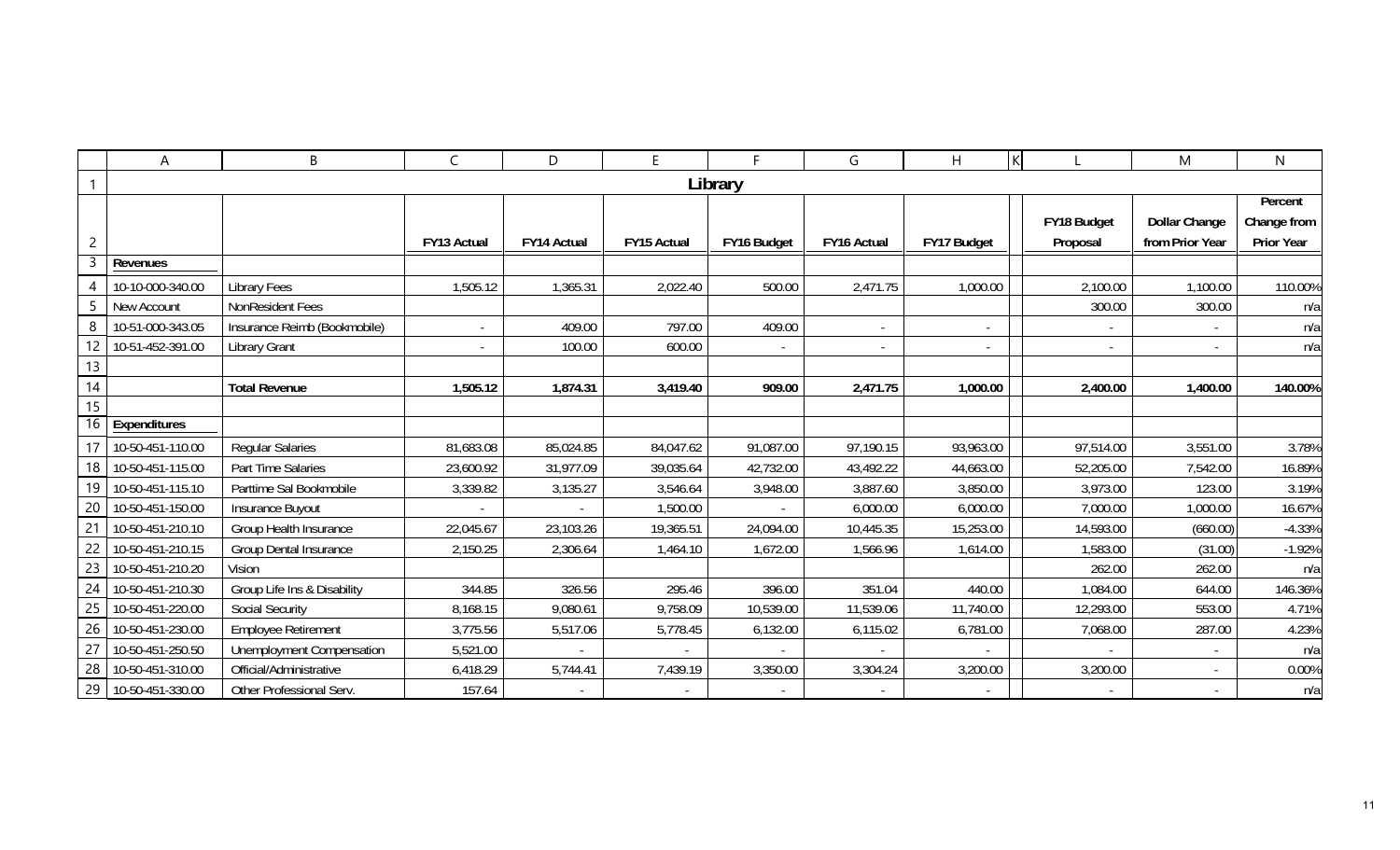| | A | B | C | D | E | F | G | H | K | L | M | N |
|---|---|---|---|---|---|---|---|---|---|---|---|---|
| 1 | | | | | | **Library** | | | | | | |
| 2 | | | **FY13 Actual** | **FY14 Actual** | **FY15 Actual** | **FY16 Budget** | **FY16 Actual** | **FY17 Budget** | | **FY18 Budget Proposal** | **Dollar Change from Prior Year** | **Percent Change from Prior Year** |
| 3 | **Revenues** | | | | | | | | | | | |
| 4 | 10-10-000-340.00 | Library Fees | 1,505.12 | 1,365.31 | 2,022.40 | 500.00 | 2,471.75 | 1,000.00 | | 2,100.00 | 1,100.00 | 110.00% |
| 5 | New Account | NonResident Fees | | | | | | | | 300.00 | 300.00 | n/a |
| 8 | 10-51-000-343.05 | Insurance Reimb (Bookmobile) | - | 409.00 | 797.00 | 409.00 | - | - | | - | - | n/a |
| 12 | 10-51-452-391.00 | Library Grant | - | 100.00 | 600.00 | - | - | - | | - | - | n/a |
| 13 | | | | | | | | | | | | |
| 14 | | **Total Revenue** | **1,505.12** | **1,874.31** | **3,419.40** | **909.00** | **2,471.75** | **1,000.00** | | **2,400.00** | **1,400.00** | **140.00%** |
| 15 | | | | | | | | | | | | |
| 16 | **Expenditures** | | | | | | | | | | | |
| 17 | 10-50-451-110.00 | Regular Salaries | 81,683.08 | 85,024.85 | 84,047.62 | 91,087.00 | 97,190.15 | 93,963.00 | | 97,514.00 | 3,551.00 | 3.78% |
| 18 | 10-50-451-115.00 | Part Time Salaries | 23,600.92 | 31,977.09 | 39,035.64 | 42,732.00 | 43,492.22 | 44,663.00 | | 52,205.00 | 7,542.00 | 16.89% |
| 19 | 10-50-451-115.10 | Parttime Sal Bookmobile | 3,339.82 | 3,135.27 | 3,546.64 | 3,948.00 | 3,887.60 | 3,850.00 | | 3,973.00 | 123.00 | 3.19% |
| 20 | 10-50-451-150.00 | Insurance Buyout | - | - | 1,500.00 | - | 6,000.00 | 6,000.00 | | 7,000.00 | 1,000.00 | 16.67% |
| 21 | 10-50-451-210.10 | Group Health Insurance | 22,045.67 | 23,103.26 | 19,365.51 | 24,094.00 | 10,445.35 | 15,253.00 | | 14,593.00 | (660.00) | -4.33% |
| 22 | 10-50-451-210.15 | Group Dental Insurance | 2,150.25 | 2,306.64 | 1,464.10 | 1,672.00 | 1,566.96 | 1,614.00 | | 1,583.00 | (31.00) | -1.92% |
| 23 | 10-50-451-210.20 | Vision | | | | | | | | 262.00 | 262.00 | n/a |
| 24 | 10-50-451-210.30 | Group Life Ins & Disability | 344.85 | 326.56 | 295.46 | 396.00 | 351.04 | 440.00 | | 1,084.00 | 644.00 | 146.36% |
| 25 | 10-50-451-220.00 | Social Security | 8,168.15 | 9,080.61 | 9,758.09 | 10,539.00 | 11,539.06 | 11,740.00 | | 12,293.00 | 553.00 | 4.71% |
| 26 | 10-50-451-230.00 | Employee Retirement | 3,775.56 | 5,517.06 | 5,778.45 | 6,132.00 | 6,115.02 | 6,781.00 | | 7,068.00 | 287.00 | 4.23% |
| 27 | 10-50-451-250.50 | Unemployment Compensation | 5,521.00 | - | - | - | - | - | | - | - | n/a |
| 28 | 10-50-451-310.00 | Official/Administrative | 6,418.29 | 5,744.41 | 7,439.19 | 3,350.00 | 3,304.24 | 3,200.00 | | 3,200.00 | - | 0.00% |
| 29 | 10-50-451-330.00 | Other Professional Serv. | 157.64 | - | - | - | - | - | | - | - | n/a |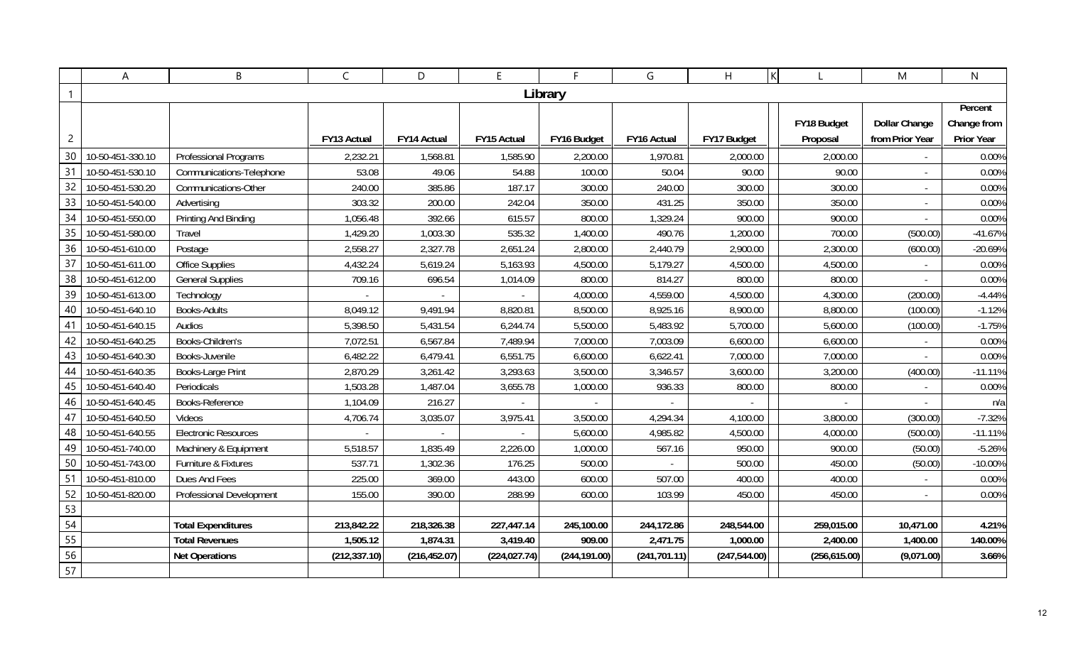# Library

| | | FY13 Actual | FY14 Actual | FY15 Actual | FY16 Budget | FY16 Actual | FY17 Budget | FY18 Budget Proposal | Dollar Change from Prior Year | Percent Change from Prior Year |
|---|---|---|---|---|---|---|---|---|---|---|
| 10-50-451-330.10 | Professional Programs | 2,232.21 | 1,568.81 | 1,585.90 | 2,200.00 | 1,970.81 | 2,000.00 | 2,000.00 | - | 0.00% |
| 10-50-451-530.10 | Communications-Telephone | 53.08 | 49.06 | 54.88 | 100.00 | 50.04 | 90.00 | 90.00 | - | 0.00% |
| 10-50-451-530.20 | Communications-Other | 240.00 | 385.86 | 187.17 | 300.00 | 240.00 | 300.00 | 300.00 | - | 0.00% |
| 10-50-451-540.00 | Advertising | 303.32 | 200.00 | 242.04 | 350.00 | 431.25 | 350.00 | 350.00 | - | 0.00% |
| 10-50-451-550.00 | Printing And Binding | 1,056.48 | 392.66 | 615.57 | 800.00 | 1,329.24 | 900.00 | 900.00 | - | 0.00% |
| 10-50-451-580.00 | Travel | 1,429.20 | 1,003.30 | 535.32 | 1,400.00 | 490.76 | 1,200.00 | 700.00 | (500.00) | -41.67% |
| 10-50-451-610.00 | Postage | 2,558.27 | 2,327.78 | 2,651.24 | 2,800.00 | 2,440.79 | 2,900.00 | 2,300.00 | (600.00) | -20.69% |
| 10-50-451-611.00 | Office Supplies | 4,432.24 | 5,619.24 | 5,163.93 | 4,500.00 | 5,179.27 | 4,500.00 | 4,500.00 | - | 0.00% |
| 10-50-451-612.00 | General Supplies | 709.16 | 696.54 | 1,014.09 | 800.00 | 814.27 | 800.00 | 800.00 | - | 0.00% |
| 10-50-451-613.00 | Technology | - | - | - | 4,000.00 | 4,559.00 | 4,500.00 | 4,300.00 | (200.00) | -4.44% |
| 10-50-451-640.10 | Books-Adults | 8,049.12 | 9,491.94 | 8,820.81 | 8,500.00 | 8,925.16 | 8,900.00 | 8,800.00 | (100.00) | -1.12% |
| 10-50-451-640.15 | Audios | 5,398.50 | 5,431.54 | 6,244.74 | 5,500.00 | 5,483.92 | 5,700.00 | 5,600.00 | (100.00) | -1.75% |
| 10-50-451-640.25 | Books-Children's | 7,072.51 | 6,567.84 | 7,489.94 | 7,000.00 | 7,003.09 | 6,600.00 | 6,600.00 | - | 0.00% |
| 10-50-451-640.30 | Books-Juvenile | 6,482.22 | 6,479.41 | 6,551.75 | 6,600.00 | 6,622.41 | 7,000.00 | 7,000.00 | - | 0.00% |
| 10-50-451-640.35 | Books-Large Print | 2,870.29 | 3,261.42 | 3,293.63 | 3,500.00 | 3,346.57 | 3,600.00 | 3,200.00 | (400.00) | -11.11% |
| 10-50-451-640.40 | Periodicals | 1,503.28 | 1,487.04 | 3,655.78 | 1,000.00 | 936.33 | 800.00 | 800.00 | - | 0.00% |
| 10-50-451-640.45 | Books-Reference | 1,104.09 | 216.27 | - | - | - | - | - | - | n/a |
| 10-50-451-640.50 | Videos | 4,706.74 | 3,035.07 | 3,975.41 | 3,500.00 | 4,294.34 | 4,100.00 | 3,800.00 | (300.00) | -7.32% |
| 10-50-451-640.55 | Electronic Resources | - | - | - | 5,600.00 | 4,985.82 | 4,500.00 | 4,000.00 | (500.00) | -11.11% |
| 10-50-451-740.00 | Machinery & Equipment | 5,518.57 | 1,835.49 | 2,226.00 | 1,000.00 | 567.16 | 950.00 | 900.00 | (50.00) | -5.26% |
| 10-50-451-743.00 | Furniture & Fixtures | 537.71 | 1,302.36 | 176.25 | 500.00 | - | 500.00 | 450.00 | (50.00) | -10.00% |
| 10-50-451-810.00 | Dues And Fees | 225.00 | 369.00 | 443.00 | 600.00 | 507.00 | 400.00 | 400.00 | - | 0.00% |
| 10-50-451-820.00 | Professional Development | 155.00 | 390.00 | 288.99 | 600.00 | 103.99 | 450.00 | 450.00 | - | 0.00% |
| | | | | | | | | | | |
| | **Total Expenditures** | **213,842.22** | **218,326.38** | **227,447.14** | **245,100.00** | **244,172.86** | **248,544.00** | **259,015.00** | **10,471.00** | **4.21%** |
| | **Total Revenues** | **1,505.12** | **1,874.31** | **3,419.40** | **909.00** | **2,471.75** | **1,000.00** | **2,400.00** | **1,400.00** | **140.00%** |
| | **Net Operations** | **(212,337.10)** | **(216,452.07)** | **(224,027.74)** | **(244,191.00)** | **(241,701.11)** | **(247,544.00)** | **(256,615.00)** | **(9,071.00)** | **3.66%** |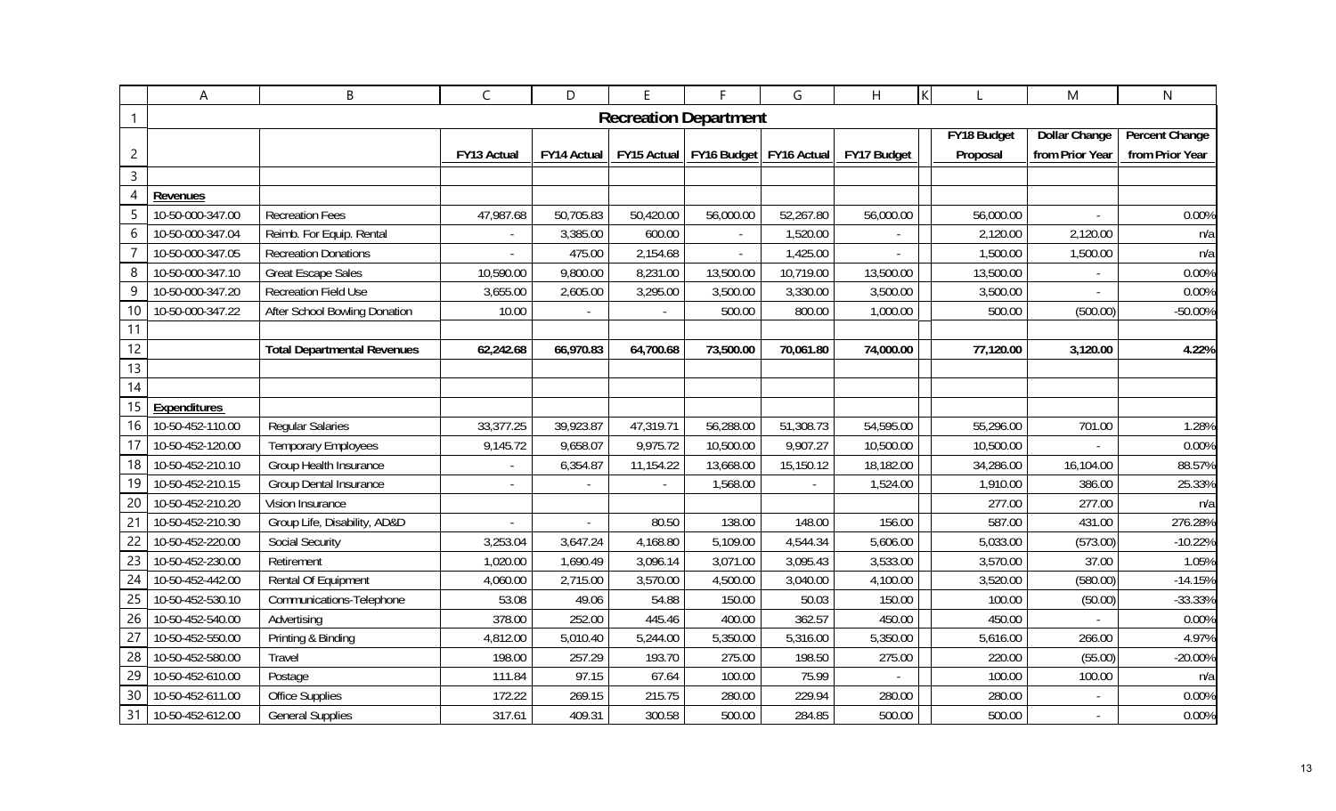# Recreation Department

| Account | Description | FY13 Actual | FY14 Actual | FY15 Actual | FY16 Budget | FY16 Actual | FY17 Budget | FY18 Budget Proposal | Dollar Change from Prior Year | Percent Change from Prior Year |
|---|---|---|---|---|---|---|---|---|---|---|
| **Revenues** | | | | | | | | | | |
| 10-50-000-347.00 | Recreation Fees | 47,987.68 | 50,705.83 | 50,420.00 | 56,000.00 | 52,267.80 | 56,000.00 | 56,000.00 | - | 0.00% |
| 10-50-000-347.04 | Reimb. For Equip. Rental | - | 3,385.00 | 600.00 | - | 1,520.00 | - | 2,120.00 | 2,120.00 | n/a |
| 10-50-000-347.05 | Recreation Donations | - | 475.00 | 2,154.68 | - | 1,425.00 | - | 1,500.00 | 1,500.00 | n/a |
| 10-50-000-347.10 | Great Escape Sales | 10,590.00 | 9,800.00 | 8,231.00 | 13,500.00 | 10,719.00 | 13,500.00 | 13,500.00 | - | 0.00% |
| 10-50-000-347.20 | Recreation Field Use | 3,655.00 | 2,605.00 | 3,295.00 | 3,500.00 | 3,330.00 | 3,500.00 | 3,500.00 | - | 0.00% |
| 10-50-000-347.22 | After School Bowling Donation | 10.00 | - | - | 500.00 | 800.00 | 1,000.00 | 500.00 | (500.00) | -50.00% |
| | | | | | | | | | | |
| | **Total Departmental Revenues** | **62,242.68** | **66,970.83** | **64,700.68** | **73,500.00** | **70,061.80** | **74,000.00** | **77,120.00** | **3,120.00** | **4.22%** |
| | | | | | | | | | | |
| **Expenditures** | | | | | | | | | | |
| 10-50-452-110.00 | Regular Salaries | 33,377.25 | 39,923.87 | 47,319.71 | 56,288.00 | 51,308.73 | 54,595.00 | 55,296.00 | 701.00 | 1.28% |
| 10-50-452-120.00 | Temporary Employees | 9,145.72 | 9,658.07 | 9,975.72 | 10,500.00 | 9,907.27 | 10,500.00 | 10,500.00 | - | 0.00% |
| 10-50-452-210.10 | Group Health Insurance | - | 6,354.87 | 11,154.22 | 13,668.00 | 15,150.12 | 18,182.00 | 34,286.00 | 16,104.00 | 88.57% |
| 10-50-452-210.15 | Group Dental Insurance | - | - | - | 1,568.00 | - | 1,524.00 | 1,910.00 | 386.00 | 25.33% |
| 10-50-452-210.20 | Vision Insurance | | | | | | | 277.00 | 277.00 | n/a |
| 10-50-452-210.30 | Group Life, Disability, AD&D | - | - | 80.50 | 138.00 | 148.00 | 156.00 | 587.00 | 431.00 | 276.28% |
| 10-50-452-220.00 | Social Security | 3,253.04 | 3,647.24 | 4,168.80 | 5,109.00 | 4,544.34 | 5,606.00 | 5,033.00 | (573.00) | -10.22% |
| 10-50-452-230.00 | Retirement | 1,020.00 | 1,690.49 | 3,096.14 | 3,071.00 | 3,095.43 | 3,533.00 | 3,570.00 | 37.00 | 1.05% |
| 10-50-452-442.00 | Rental Of Equipment | 4,060.00 | 2,715.00 | 3,570.00 | 4,500.00 | 3,040.00 | 4,100.00 | 3,520.00 | (580.00) | -14.15% |
| 10-50-452-530.10 | Communications-Telephone | 53.08 | 49.06 | 54.88 | 150.00 | 50.03 | 150.00 | 100.00 | (50.00) | -33.33% |
| 10-50-452-540.00 | Advertising | 378.00 | 252.00 | 445.46 | 400.00 | 362.57 | 450.00 | 450.00 | - | 0.00% |
| 10-50-452-550.00 | Printing & Binding | 4,812.00 | 5,010.40 | 5,244.00 | 5,350.00 | 5,316.00 | 5,350.00 | 5,616.00 | 266.00 | 4.97% |
| 10-50-452-580.00 | Travel | 198.00 | 257.29 | 193.70 | 275.00 | 198.50 | 275.00 | 220.00 | (55.00) | -20.00% |
| 10-50-452-610.00 | Postage | 111.84 | 97.15 | 67.64 | 100.00 | 75.99 | - | 100.00 | 100.00 | n/a |
| 10-50-452-611.00 | Office Supplies | 172.22 | 269.15 | 215.75 | 280.00 | 229.94 | 280.00 | 280.00 | - | 0.00% |
| 10-50-452-612.00 | General Supplies | 317.61 | 409.31 | 300.58 | 500.00 | 284.85 | 500.00 | 500.00 | - | 0.00% |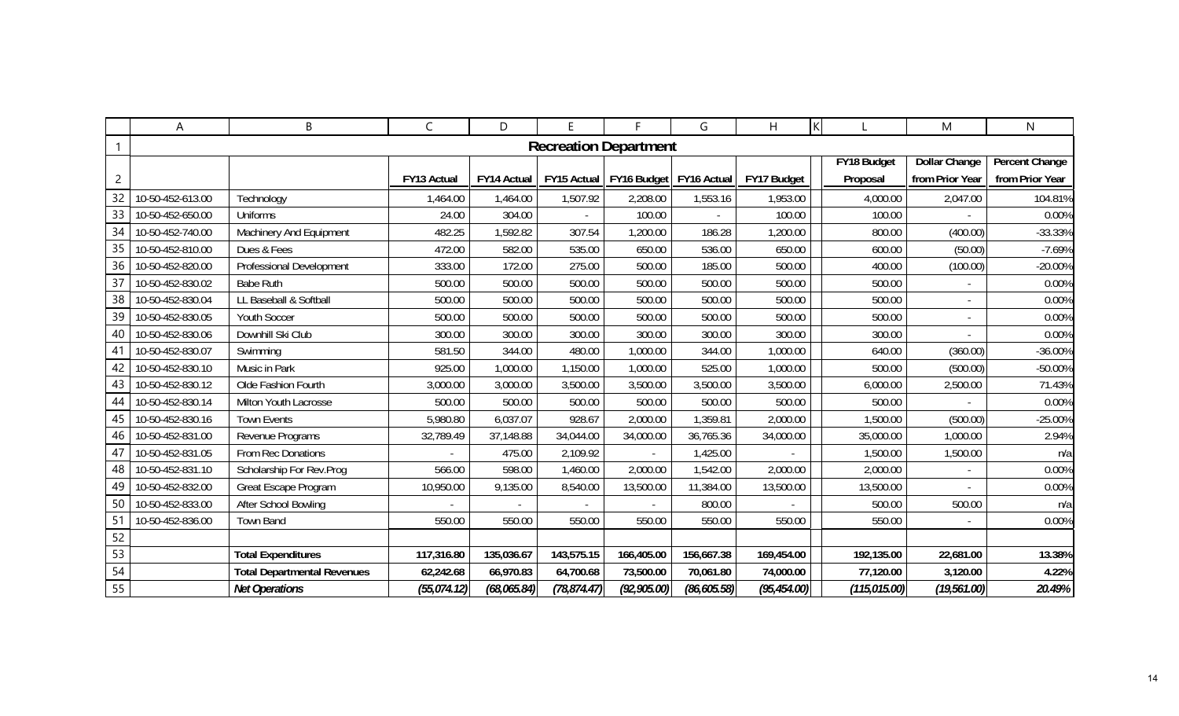# Recreation Department

| | | FY13 Actual | FY14 Actual | FY15 Actual | FY16 Budget | FY16 Actual | FY17 Budget | FY18 Budget Proposal | Dollar Change from Prior Year | Percent Change from Prior Year |
|---|---|---|---|---|---|---|---|---|---|---|
| 10-50-452-613.00 | Technology | 1,464.00 | 1,464.00 | 1,507.92 | 2,208.00 | 1,553.16 | 1,953.00 | 4,000.00 | 2,047.00 | 104.81% |
| 10-50-452-650.00 | Uniforms | 24.00 | 304.00 | - | 100.00 | - | 100.00 | 100.00 | - | 0.00% |
| 10-50-452-740.00 | Machinery And Equipment | 482.25 | 1,592.82 | 307.54 | 1,200.00 | 186.28 | 1,200.00 | 800.00 | (400.00) | -33.33% |
| 10-50-452-810.00 | Dues & Fees | 472.00 | 582.00 | 535.00 | 650.00 | 536.00 | 650.00 | 600.00 | (50.00) | -7.69% |
| 10-50-452-820.00 | Professional Development | 333.00 | 172.00 | 275.00 | 500.00 | 185.00 | 500.00 | 400.00 | (100.00) | -20.00% |
| 10-50-452-830.02 | Babe Ruth | 500.00 | 500.00 | 500.00 | 500.00 | 500.00 | 500.00 | 500.00 | - | 0.00% |
| 10-50-452-830.04 | LL Baseball & Softball | 500.00 | 500.00 | 500.00 | 500.00 | 500.00 | 500.00 | 500.00 | - | 0.00% |
| 10-50-452-830.05 | Youth Soccer | 500.00 | 500.00 | 500.00 | 500.00 | 500.00 | 500.00 | 500.00 | - | 0.00% |
| 10-50-452-830.06 | Downhill Ski Club | 300.00 | 300.00 | 300.00 | 300.00 | 300.00 | 300.00 | 300.00 | - | 0.00% |
| 10-50-452-830.07 | Swimming | 581.50 | 344.00 | 480.00 | 1,000.00 | 344.00 | 1,000.00 | 640.00 | (360.00) | -36.00% |
| 10-50-452-830.10 | Music in Park | 925.00 | 1,000.00 | 1,150.00 | 1,000.00 | 525.00 | 1,000.00 | 500.00 | (500.00) | -50.00% |
| 10-50-452-830.12 | Olde Fashion Fourth | 3,000.00 | 3,000.00 | 3,500.00 | 3,500.00 | 3,500.00 | 3,500.00 | 6,000.00 | 2,500.00 | 71.43% |
| 10-50-452-830.14 | Milton Youth Lacrosse | 500.00 | 500.00 | 500.00 | 500.00 | 500.00 | 500.00 | 500.00 | - | 0.00% |
| 10-50-452-830.16 | Town Events | 5,980.80 | 6,037.07 | 928.67 | 2,000.00 | 1,359.81 | 2,000.00 | 1,500.00 | (500.00) | -25.00% |
| 10-50-452-831.00 | Revenue Programs | 32,789.49 | 37,148.88 | 34,044.00 | 34,000.00 | 36,765.36 | 34,000.00 | 35,000.00 | 1,000.00 | 2.94% |
| 10-50-452-831.05 | From Rec Donations | - | 475.00 | 2,109.92 | - | 1,425.00 | - | 1,500.00 | 1,500.00 | n/a |
| 10-50-452-831.10 | Scholarship For Rev.Prog | 566.00 | 598.00 | 1,460.00 | 2,000.00 | 1,542.00 | 2,000.00 | 2,000.00 | - | 0.00% |
| 10-50-452-832.00 | Great Escape Program | 10,950.00 | 9,135.00 | 8,540.00 | 13,500.00 | 11,384.00 | 13,500.00 | 13,500.00 | - | 0.00% |
| 10-50-452-833.00 | After School Bowling | - | - | - | - | 800.00 | - | 500.00 | 500.00 | n/a |
| 10-50-452-836.00 | Town Band | 550.00 | 550.00 | 550.00 | 550.00 | 550.00 | 550.00 | 550.00 | - | 0.00% |
| | | | | | | | | | | |
| | **Total Expenditures** | **117,316.80** | **135,036.67** | **143,575.15** | **166,405.00** | **156,667.38** | **169,454.00** | **192,135.00** | **22,681.00** | **13.38%** |
| | **Total Departmental Revenues** | **62,242.68** | **66,970.83** | **64,700.68** | **73,500.00** | **70,061.80** | **74,000.00** | **77,120.00** | **3,120.00** | **4.22%** |
| | ***Net Operations*** | ***(55,074.12)*** | ***(68,065.84)*** | ***(78,874.47)*** | ***(92,905.00)*** | ***(86,605.58)*** | ***(95,454.00)*** | ***(115,015.00)*** | ***(19,561.00)*** | ***20.49%*** |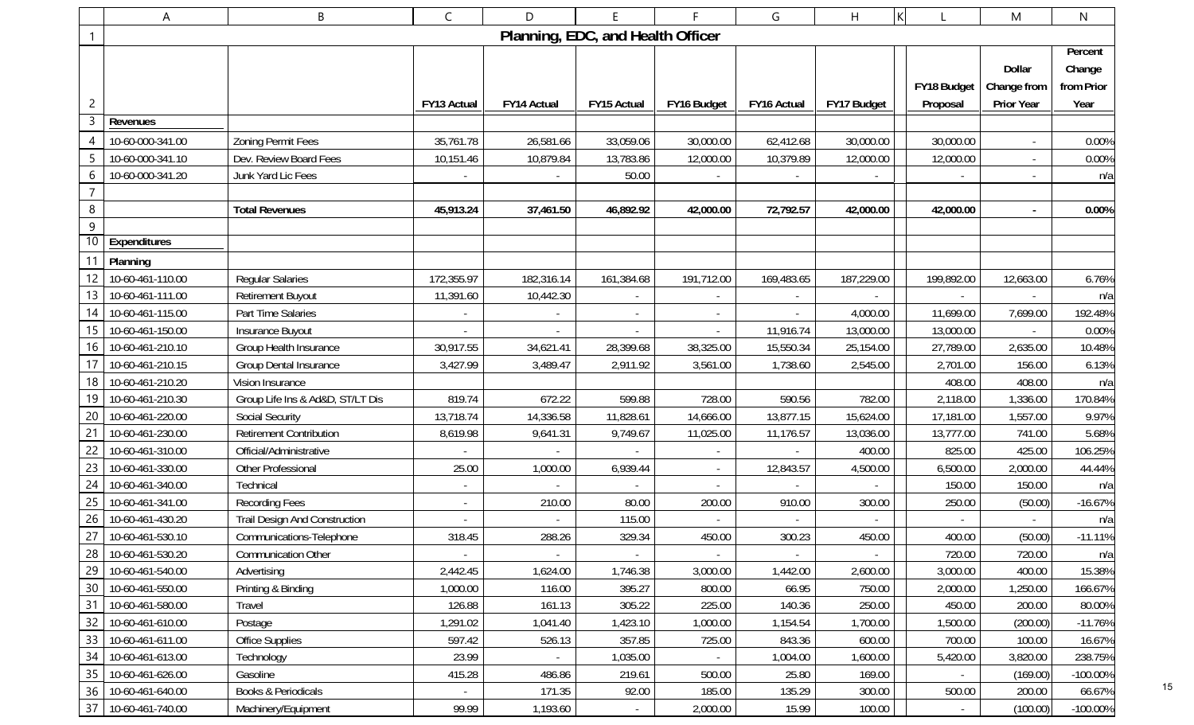# Planning, EDC, and Health Officer

| | | FY13 Actual | FY14 Actual | FY15 Actual | FY16 Budget | FY16 Actual | FY17 Budget | FY18 Budget Proposal | Dollar Change from Prior Year | Percent Change from Prior Year |
|---|---|---|---|---|---|---|---|---|---|---|
| **Revenues** | | | | | | | | | | |
| 10-60-000-341.00 | Zoning Permit Fees | 35,761.78 | 26,581.66 | 33,059.06 | 30,000.00 | 62,412.68 | 30,000.00 | 30,000.00 | - | 0.00% |
| 10-60-000-341.10 | Dev. Review Board Fees | 10,151.46 | 10,879.84 | 13,783.86 | 12,000.00 | 10,379.89 | 12,000.00 | 12,000.00 | - | 0.00% |
| 10-60-000-341.20 | Junk Yard Lic Fees | - | - | 50.00 | - | - | - | - | - | n/a |
| | | | | | | | | | | |
| | **Total Revenues** | **45,913.24** | **37,461.50** | **46,892.92** | **42,000.00** | **72,792.57** | **42,000.00** | **42,000.00** | **-** | **0.00%** |
| | | | | | | | | | | |
| **Expenditures** | | | | | | | | | | |
| **Planning** | | | | | | | | | | |
| 10-60-461-110.00 | Regular Salaries | 172,355.97 | 182,316.14 | 161,384.68 | 191,712.00 | 169,483.65 | 187,229.00 | 199,892.00 | 12,663.00 | 6.76% |
| 10-60-461-111.00 | Retirement Buyout | 11,391.60 | 10,442.30 | - | - | - | - | - | - | n/a |
| 10-60-461-115.00 | Part Time Salaries | - | - | - | - | - | 4,000.00 | 11,699.00 | 7,699.00 | 192.48% |
| 10-60-461-150.00 | Insurance Buyout | - | - | - | - | 11,916.74 | 13,000.00 | 13,000.00 | - | 0.00% |
| 10-60-461-210.10 | Group Health Insurance | 30,917.55 | 34,621.41 | 28,399.68 | 38,325.00 | 15,550.34 | 25,154.00 | 27,789.00 | 2,635.00 | 10.48% |
| 10-60-461-210.15 | Group Dental Insurance | 3,427.99 | 3,489.47 | 2,911.92 | 3,561.00 | 1,738.60 | 2,545.00 | 2,701.00 | 156.00 | 6.13% |
| 10-60-461-210.20 | Vision Insurance | | | | | | | 408.00 | 408.00 | n/a |
| 10-60-461-210.30 | Group Life Ins & Ad&D, ST/LT Dis | 819.74 | 672.22 | 599.88 | 728.00 | 590.56 | 782.00 | 2,118.00 | 1,336.00 | 170.84% |
| 10-60-461-220.00 | Social Security | 13,718.74 | 14,336.58 | 11,828.61 | 14,666.00 | 13,877.15 | 15,624.00 | 17,181.00 | 1,557.00 | 9.97% |
| 10-60-461-230.00 | Retirement Contribution | 8,619.98 | 9,641.31 | 9,749.67 | 11,025.00 | 11,176.57 | 13,036.00 | 13,777.00 | 741.00 | 5.68% |
| 10-60-461-310.00 | Official/Administrative | - | - | - | - | - | 400.00 | 825.00 | 425.00 | 106.25% |
| 10-60-461-330.00 | Other Professional | 25.00 | 1,000.00 | 6,939.44 | - | 12,843.57 | 4,500.00 | 6,500.00 | 2,000.00 | 44.44% |
| 10-60-461-340.00 | Technical | - | - | - | - | - | - | 150.00 | 150.00 | n/a |
| 10-60-461-341.00 | Recording Fees | - | 210.00 | 80.00 | 200.00 | 910.00 | 300.00 | 250.00 | (50.00) | -16.67% |
| 10-60-461-430.20 | Trail Design And Construction | - | - | 115.00 | - | - | - | - | - | n/a |
| 10-60-461-530.10 | Communications-Telephone | 318.45 | 288.26 | 329.34 | 450.00 | 300.23 | 450.00 | 400.00 | (50.00) | -11.11% |
| 10-60-461-530.20 | Communication Other | - | - | - | - | - | - | 720.00 | 720.00 | n/a |
| 10-60-461-540.00 | Advertising | 2,442.45 | 1,624.00 | 1,746.38 | 3,000.00 | 1,442.00 | 2,600.00 | 3,000.00 | 400.00 | 15.38% |
| 10-60-461-550.00 | Printing & Binding | 1,000.00 | 116.00 | 395.27 | 800.00 | 66.95 | 750.00 | 2,000.00 | 1,250.00 | 166.67% |
| 10-60-461-580.00 | Travel | 126.88 | 161.13 | 305.22 | 225.00 | 140.36 | 250.00 | 450.00 | 200.00 | 80.00% |
| 10-60-461-610.00 | Postage | 1,291.02 | 1,041.40 | 1,423.10 | 1,000.00 | 1,154.54 | 1,700.00 | 1,500.00 | (200.00) | -11.76% |
| 10-60-461-611.00 | Office Supplies | 597.42 | 526.13 | 357.85 | 725.00 | 843.36 | 600.00 | 700.00 | 100.00 | 16.67% |
| 10-60-461-613.00 | Technology | 23.99 | - | 1,035.00 | - | 1,004.00 | 1,600.00 | 5,420.00 | 3,820.00 | 238.75% |
| 10-60-461-626.00 | Gasoline | 415.28 | 486.86 | 219.61 | 500.00 | 25.80 | 169.00 | - | (169.00) | -100.00% |
| 10-60-461-640.00 | Books & Periodicals | - | 171.35 | 92.00 | 185.00 | 135.29 | 300.00 | 500.00 | 200.00 | 66.67% |
| 10-60-461-740.00 | Machinery/Equipment | 99.99 | 1,193.60 | - | 2,000.00 | 15.99 | 100.00 | - | (100.00) | -100.00% |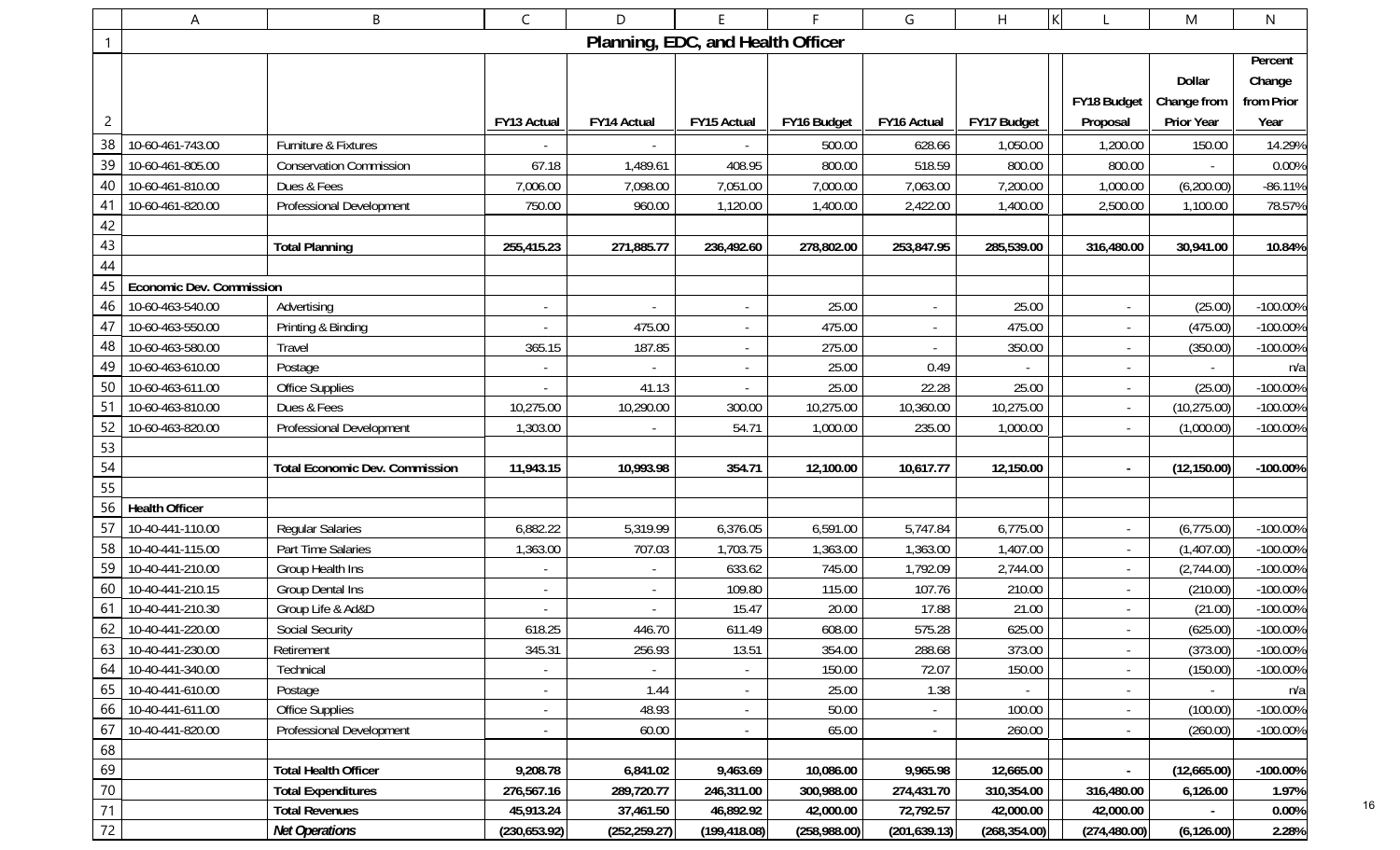# Planning, EDC, and Health Officer

| | | FY13 Actual | FY14 Actual | FY15 Actual | FY16 Budget | FY16 Actual | FY17 Budget | FY18 Budget Proposal | Dollar Change from Prior Year | Percent Change from Prior Year |
|---|---|---|---|---|---|---|---|---|---|---|
| 10-60-461-743.00 | Furniture & Fixtures | - | - | - | 500.00 | 628.66 | 1,050.00 | 1,200.00 | 150.00 | 14.29% |
| 10-60-461-805.00 | Conservation Commission | 67.18 | 1,489.61 | 408.95 | 800.00 | 518.59 | 800.00 | 800.00 | - | 0.00% |
| 10-60-461-810.00 | Dues & Fees | 7,006.00 | 7,098.00 | 7,051.00 | 7,000.00 | 7,063.00 | 7,200.00 | 1,000.00 | (6,200.00) | -86.11% |
| 10-60-461-820.00 | Professional Development | 750.00 | 960.00 | 1,120.00 | 1,400.00 | 2,422.00 | 1,400.00 | 2,500.00 | 1,100.00 | 78.57% |
| | | | | | | | | | | |
| | **Total Planning** | **255,415.23** | **271,885.77** | **236,492.60** | **278,802.00** | **253,847.95** | **285,539.00** | **316,480.00** | **30,941.00** | **10.84%** |
| | | | | | | | | | | |
| **Economic Dev. Commission** | | | | | | | | | | |
| 10-60-463-540.00 | Advertising | - | - | - | 25.00 | - | 25.00 | - | (25.00) | -100.00% |
| 10-60-463-550.00 | Printing & Binding | - | 475.00 | - | 475.00 | - | 475.00 | - | (475.00) | -100.00% |
| 10-60-463-580.00 | Travel | 365.15 | 187.85 | - | 275.00 | - | 350.00 | - | (350.00) | -100.00% |
| 10-60-463-610.00 | Postage | - | - | - | 25.00 | 0.49 | - | - | - | n/a |
| 10-60-463-611.00 | Office Supplies | - | 41.13 | - | 25.00 | 22.28 | 25.00 | - | (25.00) | -100.00% |
| 10-60-463-810.00 | Dues & Fees | 10,275.00 | 10,290.00 | 300.00 | 10,275.00 | 10,360.00 | 10,275.00 | - | (10,275.00) | -100.00% |
| 10-60-463-820.00 | Professional Development | 1,303.00 | - | 54.71 | 1,000.00 | 235.00 | 1,000.00 | - | (1,000.00) | -100.00% |
| | | | | | | | | | | |
| | **Total Economic Dev. Commission** | **11,943.15** | **10,993.98** | **354.71** | **12,100.00** | **10,617.77** | **12,150.00** | **-** | **(12,150.00)** | **-100.00%** |
| | | | | | | | | | | |
| **Health Officer** | | | | | | | | | | |
| 10-40-441-110.00 | Regular Salaries | 6,882.22 | 5,319.99 | 6,376.05 | 6,591.00 | 5,747.84 | 6,775.00 | - | (6,775.00) | -100.00% |
| 10-40-441-115.00 | Part Time Salaries | 1,363.00 | 707.03 | 1,703.75 | 1,363.00 | 1,363.00 | 1,407.00 | - | (1,407.00) | -100.00% |
| 10-40-441-210.00 | Group Health Ins | - | - | 633.62 | 745.00 | 1,792.09 | 2,744.00 | - | (2,744.00) | -100.00% |
| 10-40-441-210.15 | Group Dental Ins | - | - | 109.80 | 115.00 | 107.76 | 210.00 | - | (210.00) | -100.00% |
| 10-40-441-210.30 | Group Life & Ad&D | - | - | 15.47 | 20.00 | 17.88 | 21.00 | - | (21.00) | -100.00% |
| 10-40-441-220.00 | Social Security | 618.25 | 446.70 | 611.49 | 608.00 | 575.28 | 625.00 | - | (625.00) | -100.00% |
| 10-40-441-230.00 | Retirement | 345.31 | 256.93 | 13.51 | 354.00 | 288.68 | 373.00 | - | (373.00) | -100.00% |
| 10-40-441-340.00 | Technical | - | - | - | 150.00 | 72.07 | 150.00 | - | (150.00) | -100.00% |
| 10-40-441-610.00 | Postage | - | 1.44 | - | 25.00 | 1.38 | - | - | - | n/a |
| 10-40-441-611.00 | Office Supplies | - | 48.93 | - | 50.00 | - | 100.00 | - | (100.00) | -100.00% |
| 10-40-441-820.00 | Professional Development | - | 60.00 | - | 65.00 | - | 260.00 | - | (260.00) | -100.00% |
| | | | | | | | | | | |
| | **Total Health Officer** | **9,208.78** | **6,841.02** | **9,463.69** | **10,086.00** | **9,965.98** | **12,665.00** | **-** | **(12,665.00)** | **-100.00%** |
| | **Total Expenditures** | **276,567.16** | **289,720.77** | **246,311.00** | **300,988.00** | **274,431.70** | **310,354.00** | **316,480.00** | **6,126.00** | **1.97%** |
| | **Total Revenues** | **45,913.24** | **37,461.50** | **46,892.92** | **42,000.00** | **72,792.57** | **42,000.00** | **42,000.00** | **-** | **0.00%** |
| | ***Net Operations*** | **(230,653.92)** | **(252,259.27)** | **(199,418.08)** | **(258,988.00)** | **(201,639.13)** | **(268,354.00)** | **(274,480.00)** | **(6,126.00)** | **2.28%** |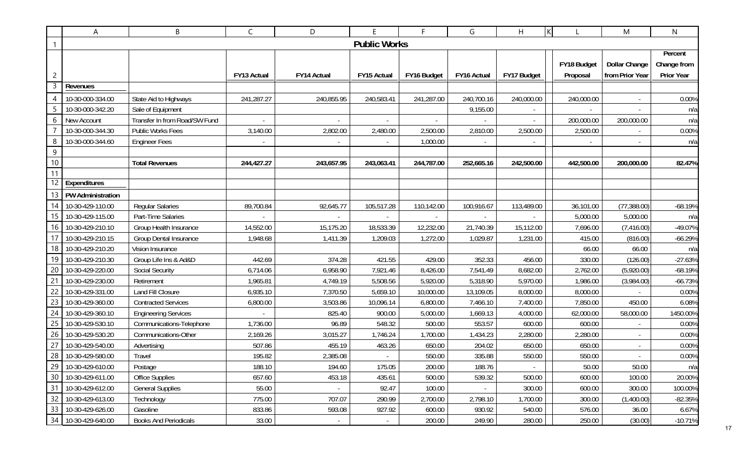## Public Works

| | | FY13 Actual | FY14 Actual | FY15 Actual | FY16 Budget | FY16 Actual | FY17 Budget | FY18 Budget Proposal | Dollar Change from Prior Year | Percent Change from Prior Year |
|---|---|---|---|---|---|---|---|---|---|---|
| **Revenues** | | | | | | | | | | |
| 10-30-000-334.00 | State Aid to Highways | 241,287.27 | 240,855.95 | 240,583.41 | 241,287.00 | 240,700.16 | 240,000.00 | 240,000.00 | - | 0.00% |
| 10-30-000-342.20 | Sale of Equipment | | | | | 9,155.00 | - | - | - | n/a |
| New Account | Transfer In from Road/SW Fund | - | - | - | - | - | - | 200,000.00 | 200,000.00 | n/a |
| 10-30-000-344.30 | Public Works Fees | 3,140.00 | 2,802.00 | 2,480.00 | 2,500.00 | 2,810.00 | 2,500.00 | 2,500.00 | - | 0.00% |
| 10-30-000-344.60 | Engineer Fees | - | - | - | 1,000.00 | - | - | - | - | n/a |
| | | | | | | | | | | |
| | **Total Revenues** | **244,427.27** | **243,657.95** | **243,063.41** | **244,787.00** | **252,665.16** | **242,500.00** | **442,500.00** | **200,000.00** | **82.47%** |
| | | | | | | | | | | |
| **Expenditures** | | | | | | | | | | |
| **PW Administration** | | | | | | | | | | |
| 10-30-429-110.00 | Regular Salaries | 89,700.84 | 92,645.77 | 105,517.28 | 110,142.00 | 100,916.67 | 113,489.00 | 36,101.00 | (77,388.00) | -68.19% |
| 10-30-429-115.00 | Part-Time Salaries | - | - | - | - | - | - | 5,000.00 | 5,000.00 | n/a |
| 10-30-429-210.10 | Group Health Insurance | 14,552.00 | 15,175.20 | 18,533.39 | 12,232.00 | 21,740.39 | 15,112.00 | 7,696.00 | (7,416.00) | -49.07% |
| 10-30-429-210.15 | Group Dental Insurance | 1,948.68 | 1,411.39 | 1,209.03 | 1,272.00 | 1,029.87 | 1,231.00 | 415.00 | (816.00) | -66.29% |
| 10-30-429-210.20 | Vision Insurance | | | | | | | 66.00 | 66.00 | n/a |
| 10-30-429-210.30 | Group Life Ins & Ad&D | 442.69 | 374.28 | 421.55 | 429.00 | 352.33 | 456.00 | 330.00 | (126.00) | -27.63% |
| 10-30-429-220.00 | Social Security | 6,714.06 | 6,958.90 | 7,921.46 | 8,426.00 | 7,541.49 | 8,682.00 | 2,762.00 | (5,920.00) | -68.19% |
| 10-30-429-230.00 | Retirement | 1,965.81 | 4,749.19 | 5,508.56 | 5,920.00 | 5,318.90 | 5,970.00 | 1,986.00 | (3,984.00) | -66.73% |
| 10-30-429-331.00 | Land Fill Closure | 6,935.10 | 7,370.50 | 5,659.10 | 10,000.00 | 13,109.05 | 8,000.00 | 8,000.00 | - | 0.00% |
| 10-30-429-360.00 | Contracted Services | 6,800.00 | 3,503.86 | 10,096.14 | 6,800.00 | 7,466.10 | 7,400.00 | 7,850.00 | 450.00 | 6.08% |
| 10-30-429-360.10 | Engineering Services | - | 825.40 | 900.00 | 5,000.00 | 1,669.13 | 4,000.00 | 62,000.00 | 58,000.00 | 1450.00% |
| 10-30-429-530.10 | Communications-Telephone | 1,736.00 | 96.89 | 548.32 | 500.00 | 553.57 | 600.00 | 600.00 | - | 0.00% |
| 10-30-429-530.20 | Communications-Other | 2,169.26 | 3,015.27 | 1,746.24 | 1,700.00 | 1,434.23 | 2,280.00 | 2,280.00 | - | 0.00% |
| 10-30-429-540.00 | Advertising | 507.86 | 455.19 | 463.26 | 650.00 | 204.02 | 650.00 | 650.00 | - | 0.00% |
| 10-30-429-580.00 | Travel | 195.82 | 2,385.08 | - | 550.00 | 335.88 | 550.00 | 550.00 | - | 0.00% |
| 10-30-429-610.00 | Postage | 188.10 | 194.60 | 175.05 | 200.00 | 188.76 | - | 50.00 | 50.00 | n/a |
| 10-30-429-611.00 | Office Supplies | 657.60 | 453.18 | 435.61 | 500.00 | 539.32 | 500.00 | 600.00 | 100.00 | 20.00% |
| 10-30-429-612.00 | General Supplies | 55.00 | - | 92.47 | 100.00 | - | 300.00 | 600.00 | 300.00 | 100.00% |
| 10-30-429-613.00 | Technology | 775.00 | 707.07 | 290.99 | 2,700.00 | 2,798.10 | 1,700.00 | 300.00 | (1,400.00) | -82.35% |
| 10-30-429-626.00 | Gasoline | 833.86 | 593.08 | 927.92 | 600.00 | 930.92 | 540.00 | 576.00 | 36.00 | 6.67% |
| 10-30-429-640.00 | Books And Periodicals | 33.00 | - | - | 200.00 | 249.90 | 280.00 | 250.00 | (30.00) | -10.71% |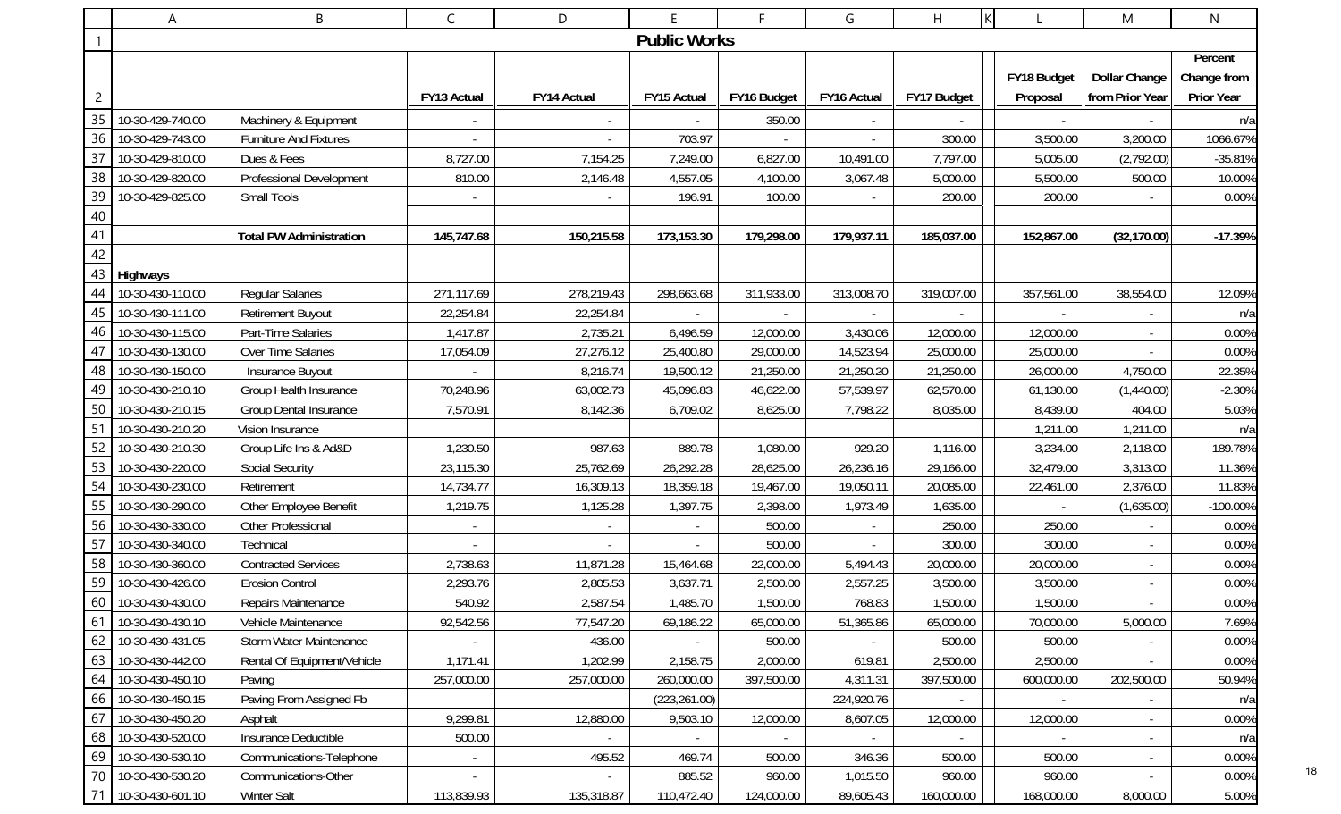# Public Works

| | | FY13 Actual | FY14 Actual | FY15 Actual | FY16 Budget | FY16 Actual | FY17 Budget | FY18 Budget Proposal | Dollar Change from Prior Year | Percent Change from Prior Year |
|---|---|---|---|---|---|---|---|---|---|---|
| 10-30-429-740.00 | Machinery & Equipment | - | - | - | 350.00 | - | - | - | - | n/a |
| 10-30-429-743.00 | Furniture And Fixtures | - | - | 703.97 | - | - | 300.00 | 3,500.00 | 3,200.00 | 1066.67% |
| 10-30-429-810.00 | Dues & Fees | 8,727.00 | 7,154.25 | 7,249.00 | 6,827.00 | 10,491.00 | 7,797.00 | 5,005.00 | (2,792.00) | -35.81% |
| 10-30-429-820.00 | Professional Development | 810.00 | 2,146.48 | 4,557.05 | 4,100.00 | 3,067.48 | 5,000.00 | 5,500.00 | 500.00 | 10.00% |
| 10-30-429-825.00 | Small Tools | - | - | 196.91 | 100.00 | - | 200.00 | 200.00 | - | 0.00% |
| | | | | | | | | | | |
| | **Total PW Administration** | **145,747.68** | **150,215.58** | **173,153.30** | **179,298.00** | **179,937.11** | **185,037.00** | **152,867.00** | **(32,170.00)** | **-17.39%** |
| | | | | | | | | | | |
| **Highways** | | | | | | | | | | |
| 10-30-430-110.00 | Regular Salaries | 271,117.69 | 278,219.43 | 298,663.68 | 311,933.00 | 313,008.70 | 319,007.00 | 357,561.00 | 38,554.00 | 12.09% |
| 10-30-430-111.00 | Retirement Buyout | 22,254.84 | 22,254.84 | - | - | - | - | - | - | n/a |
| 10-30-430-115.00 | Part-Time Salaries | 1,417.87 | 2,735.21 | 6,496.59 | 12,000.00 | 3,430.06 | 12,000.00 | 12,000.00 | - | 0.00% |
| 10-30-430-130.00 | Over Time Salaries | 17,054.09 | 27,276.12 | 25,400.80 | 29,000.00 | 14,523.94 | 25,000.00 | 25,000.00 | - | 0.00% |
| 10-30-430-150.00 | Insurance Buyout | - | 8,216.74 | 19,500.12 | 21,250.00 | 21,250.20 | 21,250.00 | 26,000.00 | 4,750.00 | 22.35% |
| 10-30-430-210.10 | Group Health Insurance | 70,248.96 | 63,002.73 | 45,096.83 | 46,622.00 | 57,539.97 | 62,570.00 | 61,130.00 | (1,440.00) | -2.30% |
| 10-30-430-210.15 | Group Dental Insurance | 7,570.91 | 8,142.36 | 6,709.02 | 8,625.00 | 7,798.22 | 8,035.00 | 8,439.00 | 404.00 | 5.03% |
| 10-30-430-210.20 | Vision Insurance | | | | | | | 1,211.00 | 1,211.00 | n/a |
| 10-30-430-210.30 | Group Life Ins & Ad&D | 1,230.50 | 987.63 | 889.78 | 1,080.00 | 929.20 | 1,116.00 | 3,234.00 | 2,118.00 | 189.78% |
| 10-30-430-220.00 | Social Security | 23,115.30 | 25,762.69 | 26,292.28 | 28,625.00 | 26,236.16 | 29,166.00 | 32,479.00 | 3,313.00 | 11.36% |
| 10-30-430-230.00 | Retirement | 14,734.77 | 16,309.13 | 18,359.18 | 19,467.00 | 19,050.11 | 20,085.00 | 22,461.00 | 2,376.00 | 11.83% |
| 10-30-430-290.00 | Other Employee Benefit | 1,219.75 | 1,125.28 | 1,397.75 | 2,398.00 | 1,973.49 | 1,635.00 | - | (1,635.00) | -100.00% |
| 10-30-430-330.00 | Other Professional | - | - | - | 500.00 | - | 250.00 | 250.00 | - | 0.00% |
| 10-30-430-340.00 | Technical | - | - | - | 500.00 | - | 300.00 | 300.00 | - | 0.00% |
| 10-30-430-360.00 | Contracted Services | 2,738.63 | 11,871.28 | 15,464.68 | 22,000.00 | 5,494.43 | 20,000.00 | 20,000.00 | - | 0.00% |
| 10-30-430-426.00 | Erosion Control | 2,293.76 | 2,805.53 | 3,637.71 | 2,500.00 | 2,557.25 | 3,500.00 | 3,500.00 | - | 0.00% |
| 10-30-430-430.00 | Repairs Maintenance | 540.92 | 2,587.54 | 1,485.70 | 1,500.00 | 768.83 | 1,500.00 | 1,500.00 | - | 0.00% |
| 10-30-430-430.10 | Vehicle Maintenance | 92,542.56 | 77,547.20 | 69,186.22 | 65,000.00 | 51,365.86 | 65,000.00 | 70,000.00 | 5,000.00 | 7.69% |
| 10-30-430-431.05 | Storm Water Maintenance | - | 436.00 | - | 500.00 | - | 500.00 | 500.00 | - | 0.00% |
| 10-30-430-442.00 | Rental Of Equipment/Vehicle | 1,171.41 | 1,202.99 | 2,158.75 | 2,000.00 | 619.81 | 2,500.00 | 2,500.00 | - | 0.00% |
| 10-30-430-450.10 | Paving | 257,000.00 | 257,000.00 | 260,000.00 | 397,500.00 | 4,311.31 | 397,500.00 | 600,000.00 | 202,500.00 | 50.94% |
| 10-30-430-450.15 | Paving From Assigned Fb | | | (223,261.00) | | 224,920.76 | - | - | - | n/a |
| 10-30-430-450.20 | Asphalt | 9,299.81 | 12,880.00 | 9,503.10 | 12,000.00 | 8,607.05 | 12,000.00 | 12,000.00 | - | 0.00% |
| 10-30-430-520.00 | Insurance Deductible | 500.00 | - | - | - | - | - | - | - | n/a |
| 10-30-430-530.10 | Communications-Telephone | - | 495.52 | 469.74 | 500.00 | 346.36 | 500.00 | 500.00 | - | 0.00% |
| 10-30-430-530.20 | Communications-Other | - | - | 885.52 | 960.00 | 1,015.50 | 960.00 | 960.00 | - | 0.00% |
| 10-30-430-601.10 | Winter Salt | 113,839.93 | 135,318.87 | 110,472.40 | 124,000.00 | 89,605.43 | 160,000.00 | 168,000.00 | 8,000.00 | 5.00% |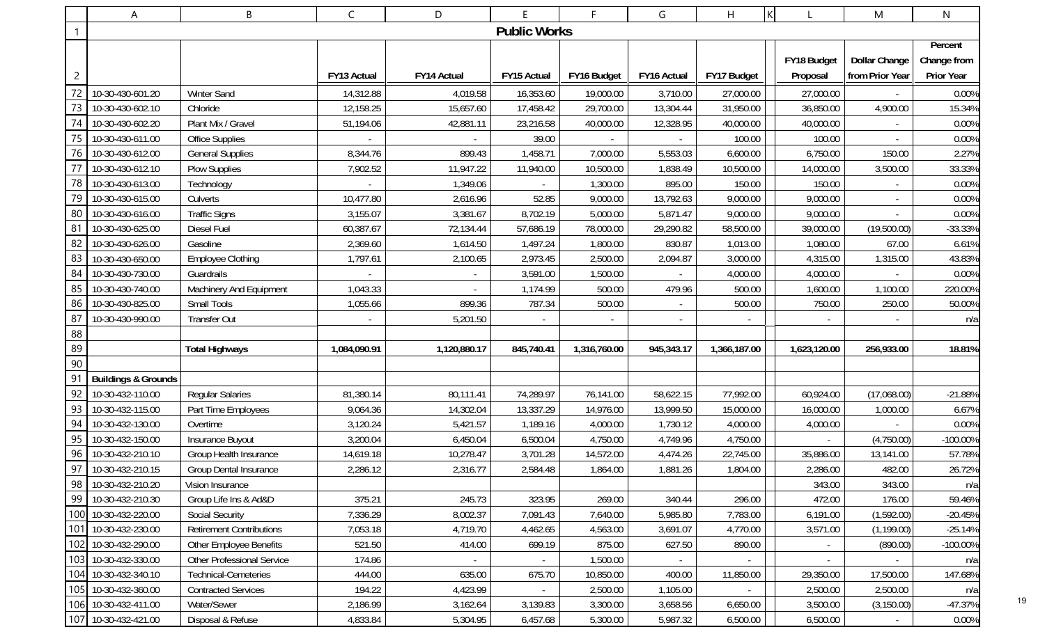# Public Works

| | | FY13 Actual | FY14 Actual | FY15 Actual | FY16 Budget | FY16 Actual | FY17 Budget | FY18 Budget Proposal | Dollar Change from Prior Year | Percent Change from Prior Year |
|---|---|---|---|---|---|---|---|---|---|---|
| 10-30-430-601.20 | Winter Sand | 14,312.88 | 4,019.58 | 16,353.60 | 19,000.00 | 3,710.00 | 27,000.00 | 27,000.00 | - | 0.00% |
| 10-30-430-602.10 | Chloride | 12,158.25 | 15,657.60 | 17,458.42 | 29,700.00 | 13,304.44 | 31,950.00 | 36,850.00 | 4,900.00 | 15.34% |
| 10-30-430-602.20 | Plant Mix / Gravel | 51,194.06 | 42,881.11 | 23,216.58 | 40,000.00 | 12,328.95 | 40,000.00 | 40,000.00 | - | 0.00% |
| 10-30-430-611.00 | Office Supplies | - | - | 39.00 | - | - | 100.00 | 100.00 | - | 0.00% |
| 10-30-430-612.00 | General Supplies | 8,344.76 | 899.43 | 1,458.71 | 7,000.00 | 5,553.03 | 6,600.00 | 6,750.00 | 150.00 | 2.27% |
| 10-30-430-612.10 | Plow Supplies | 7,902.52 | 11,947.22 | 11,940.00 | 10,500.00 | 1,838.49 | 10,500.00 | 14,000.00 | 3,500.00 | 33.33% |
| 10-30-430-613.00 | Technology | - | 1,349.06 | - | 1,300.00 | 895.00 | 150.00 | 150.00 | - | 0.00% |
| 10-30-430-615.00 | Culverts | 10,477.80 | 2,616.96 | 52.85 | 9,000.00 | 13,792.63 | 9,000.00 | 9,000.00 | - | 0.00% |
| 10-30-430-616.00 | Traffic Signs | 3,155.07 | 3,381.67 | 8,702.19 | 5,000.00 | 5,871.47 | 9,000.00 | 9,000.00 | - | 0.00% |
| 10-30-430-625.00 | Diesel Fuel | 60,387.67 | 72,134.44 | 57,686.19 | 78,000.00 | 29,290.82 | 58,500.00 | 39,000.00 | (19,500.00) | -33.33% |
| 10-30-430-626.00 | Gasoline | 2,369.60 | 1,614.50 | 1,497.24 | 1,800.00 | 830.87 | 1,013.00 | 1,080.00 | 67.00 | 6.61% |
| 10-30-430-650.00 | Employee Clothing | 1,797.61 | 2,100.65 | 2,973.45 | 2,500.00 | 2,094.87 | 3,000.00 | 4,315.00 | 1,315.00 | 43.83% |
| 10-30-430-730.00 | Guardrails | - | - | 3,591.00 | 1,500.00 | - | 4,000.00 | 4,000.00 | - | 0.00% |
| 10-30-430-740.00 | Machinery And Equipment | 1,043.33 | - | 1,174.99 | 500.00 | 479.96 | 500.00 | 1,600.00 | 1,100.00 | 220.00% |
| 10-30-430-825.00 | Small Tools | 1,055.66 | 899.36 | 787.34 | 500.00 | - | 500.00 | 750.00 | 250.00 | 50.00% |
| 10-30-430-990.00 | Transfer Out | - | 5,201.50 | - | - | - | - | - | - | n/a |
| | | | | | | | | | | |
| | **Total Highways** | **1,084,090.91** | **1,120,880.17** | **845,740.41** | **1,316,760.00** | **945,343.17** | **1,366,187.00** | **1,623,120.00** | **256,933.00** | **18.81%** |
| | | | | | | | | | | |
| **Buildings & Grounds** | | | | | | | | | | |
| 10-30-432-110.00 | Regular Salaries | 81,380.14 | 80,111.41 | 74,289.97 | 76,141.00 | 58,622.15 | 77,992.00 | 60,924.00 | (17,068.00) | -21.88% |
| 10-30-432-115.00 | Part Time Employees | 9,064.36 | 14,302.04 | 13,337.29 | 14,976.00 | 13,999.50 | 15,000.00 | 16,000.00 | 1,000.00 | 6.67% |
| 10-30-432-130.00 | Overtime | 3,120.24 | 5,421.57 | 1,189.16 | 4,000.00 | 1,730.12 | 4,000.00 | 4,000.00 | - | 0.00% |
| 10-30-432-150.00 | Insurance Buyout | 3,200.04 | 6,450.04 | 6,500.04 | 4,750.00 | 4,749.96 | 4,750.00 | - | (4,750.00) | -100.00% |
| 10-30-432-210.10 | Group Health Insurance | 14,619.18 | 10,278.47 | 3,701.28 | 14,572.00 | 4,474.26 | 22,745.00 | 35,886.00 | 13,141.00 | 57.78% |
| 10-30-432-210.15 | Group Dental Insurance | 2,286.12 | 2,316.77 | 2,584.48 | 1,864.00 | 1,881.26 | 1,804.00 | 2,286.00 | 482.00 | 26.72% |
| 10-30-432-210.20 | Vision Insurance | | | | | | | 343.00 | 343.00 | n/a |
| 10-30-432-210.30 | Group Life Ins & Ad&D | 375.21 | 245.73 | 323.95 | 269.00 | 340.44 | 296.00 | 472.00 | 176.00 | 59.46% |
| 10-30-432-220.00 | Social Security | 7,336.29 | 8,002.37 | 7,091.43 | 7,640.00 | 5,985.80 | 7,783.00 | 6,191.00 | (1,592.00) | -20.45% |
| 10-30-432-230.00 | Retirement Contributions | 7,053.18 | 4,719.70 | 4,462.65 | 4,563.00 | 3,691.07 | 4,770.00 | 3,571.00 | (1,199.00) | -25.14% |
| 10-30-432-290.00 | Other Employee Benefits | 521.50 | 414.00 | 699.19 | 875.00 | 627.50 | 890.00 | - | (890.00) | -100.00% |
| 10-30-432-330.00 | Other Professional Service | 174.86 | - | - | 1,500.00 | - | - | - | - | n/a |
| 10-30-432-340.10 | Technical-Cemeteries | 444.00 | 635.00 | 675.70 | 10,850.00 | 400.00 | 11,850.00 | 29,350.00 | 17,500.00 | 147.68% |
| 10-30-432-360.00 | Contracted Services | 194.22 | 4,423.99 | - | 2,500.00 | 1,105.00 | - | 2,500.00 | 2,500.00 | n/a |
| 10-30-432-411.00 | Water/Sewer | 2,186.99 | 3,162.64 | 3,139.83 | 3,300.00 | 3,658.56 | 6,650.00 | 3,500.00 | (3,150.00) | -47.37% |
| 10-30-432-421.00 | Disposal & Refuse | 4,833.84 | 5,304.95 | 6,457.68 | 5,300.00 | 5,987.32 | 6,500.00 | 6,500.00 | - | 0.00% |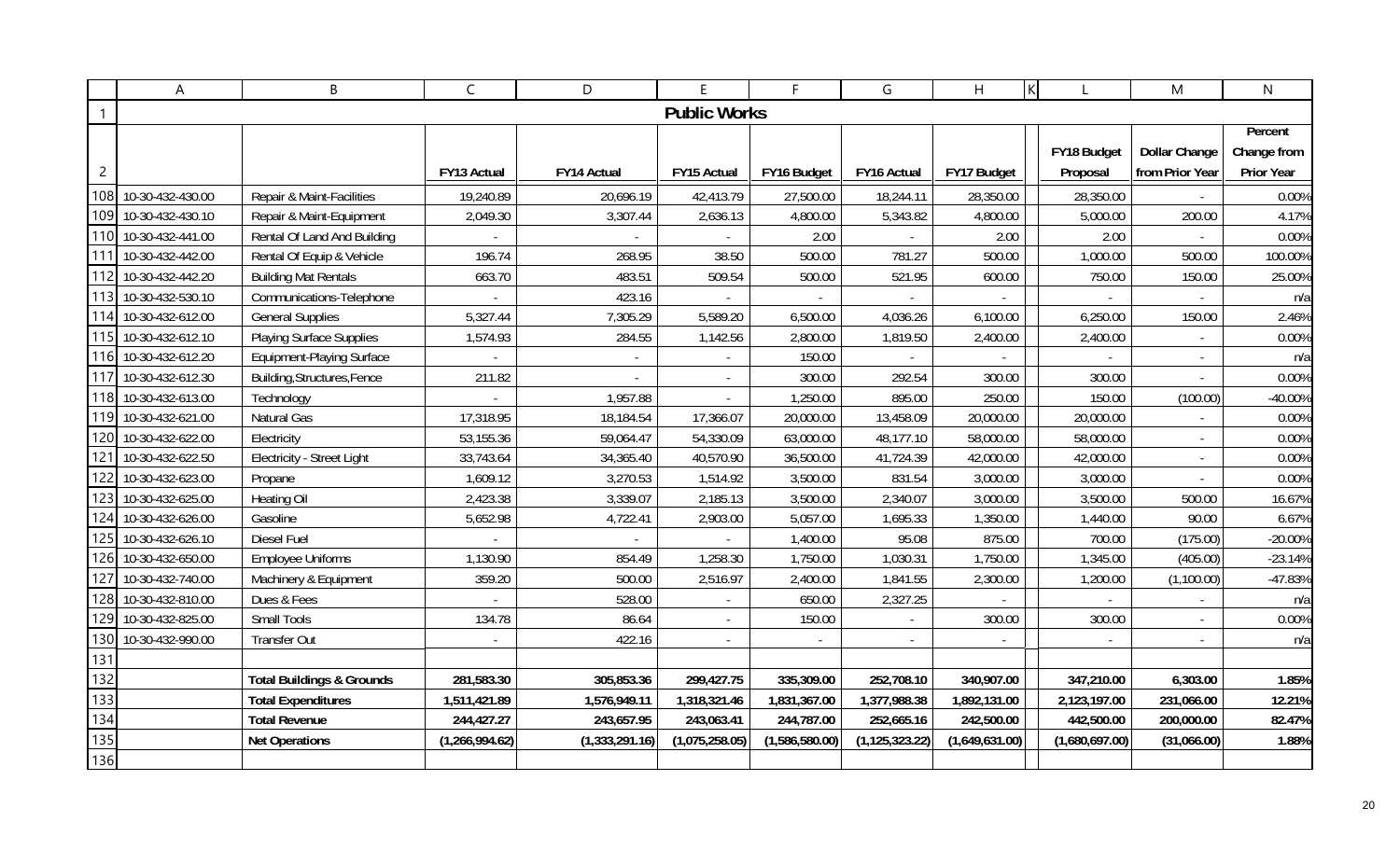# Public Works

| | | FY13 Actual | FY14 Actual | FY15 Actual | FY16 Budget | FY16 Actual | FY17 Budget | FY18 Budget Proposal | Dollar Change from Prior Year | Percent Change from Prior Year |
|---|---|---|---|---|---|---|---|---|---|---|
| 10-30-432-430.00 | Repair & Maint-Facilities | 19,240.89 | 20,696.19 | 42,413.79 | 27,500.00 | 18,244.11 | 28,350.00 | 28,350.00 | - | 0.00% |
| 10-30-432-430.10 | Repair & Maint-Equipment | 2,049.30 | 3,307.44 | 2,636.13 | 4,800.00 | 5,343.82 | 4,800.00 | 5,000.00 | 200.00 | 4.17% |
| 10-30-432-441.00 | Rental Of Land And Building | - | - | - | 2.00 | - | 2.00 | 2.00 | - | 0.00% |
| 10-30-432-442.00 | Rental Of Equip & Vehicle | 196.74 | 268.95 | 38.50 | 500.00 | 781.27 | 500.00 | 1,000.00 | 500.00 | 100.00% |
| 10-30-432-442.20 | Building Mat Rentals | 663.70 | 483.51 | 509.54 | 500.00 | 521.95 | 600.00 | 750.00 | 150.00 | 25.00% |
| 10-30-432-530.10 | Communications-Telephone | - | 423.16 | - | - | - | - | - | - | n/a |
| 10-30-432-612.00 | General Supplies | 5,327.44 | 7,305.29 | 5,589.20 | 6,500.00 | 4,036.26 | 6,100.00 | 6,250.00 | 150.00 | 2.46% |
| 10-30-432-612.10 | Playing Surface Supplies | 1,574.93 | 284.55 | 1,142.56 | 2,800.00 | 1,819.50 | 2,400.00 | 2,400.00 | - | 0.00% |
| 10-30-432-612.20 | Equipment-Playing Surface | - | - | - | 150.00 | - | - | - | - | n/a |
| 10-30-432-612.30 | Building,Structures,Fence | 211.82 | - | - | 300.00 | 292.54 | 300.00 | 300.00 | - | 0.00% |
| 10-30-432-613.00 | Technology | - | 1,957.88 | - | 1,250.00 | 895.00 | 250.00 | 150.00 | (100.00) | -40.00% |
| 10-30-432-621.00 | Natural Gas | 17,318.95 | 18,184.54 | 17,366.07 | 20,000.00 | 13,458.09 | 20,000.00 | 20,000.00 | - | 0.00% |
| 10-30-432-622.00 | Electricity | 53,155.36 | 59,064.47 | 54,330.09 | 63,000.00 | 48,177.10 | 58,000.00 | 58,000.00 | - | 0.00% |
| 10-30-432-622.50 | Electricity - Street Light | 33,743.64 | 34,365.40 | 40,570.90 | 36,500.00 | 41,724.39 | 42,000.00 | 42,000.00 | - | 0.00% |
| 10-30-432-623.00 | Propane | 1,609.12 | 3,270.53 | 1,514.92 | 3,500.00 | 831.54 | 3,000.00 | 3,000.00 | - | 0.00% |
| 10-30-432-625.00 | Heating Oil | 2,423.38 | 3,339.07 | 2,185.13 | 3,500.00 | 2,340.07 | 3,000.00 | 3,500.00 | 500.00 | 16.67% |
| 10-30-432-626.00 | Gasoline | 5,652.98 | 4,722.41 | 2,903.00 | 5,057.00 | 1,695.33 | 1,350.00 | 1,440.00 | 90.00 | 6.67% |
| 10-30-432-626.10 | Diesel Fuel | - | - | - | 1,400.00 | 95.08 | 875.00 | 700.00 | (175.00) | -20.00% |
| 10-30-432-650.00 | Employee Uniforms | 1,130.90 | 854.49 | 1,258.30 | 1,750.00 | 1,030.31 | 1,750.00 | 1,345.00 | (405.00) | -23.14% |
| 10-30-432-740.00 | Machinery & Equipment | 359.20 | 500.00 | 2,516.97 | 2,400.00 | 1,841.55 | 2,300.00 | 1,200.00 | (1,100.00) | -47.83% |
| 10-30-432-810.00 | Dues & Fees | - | 528.00 | - | 650.00 | 2,327.25 | - | - | - | n/a |
| 10-30-432-825.00 | Small Tools | 134.78 | 86.64 | - | 150.00 | - | 300.00 | 300.00 | - | 0.00% |
| 10-30-432-990.00 | Transfer Out | - | 422.16 | - | - | - | - | - | - | n/a |
| | | | | | | | | | | |
| | **Total Buildings & Grounds** | **281,583.30** | **305,853.36** | **299,427.75** | **335,309.00** | **252,708.10** | **340,907.00** | **347,210.00** | **6,303.00** | **1.85%** |
| | **Total Expenditures** | **1,511,421.89** | **1,576,949.11** | **1,318,321.46** | **1,831,367.00** | **1,377,988.38** | **1,892,131.00** | **2,123,197.00** | **231,066.00** | **12.21%** |
| | **Total Revenue** | **244,427.27** | **243,657.95** | **243,063.41** | **244,787.00** | **252,665.16** | **242,500.00** | **442,500.00** | **200,000.00** | **82.47%** |
| | **Net Operations** | **(1,266,994.62)** | **(1,333,291.16)** | **(1,075,258.05)** | **(1,586,580.00)** | **(1,125,323.22)** | **(1,649,631.00)** | **(1,680,697.00)** | **(31,066.00)** | **1.88%** |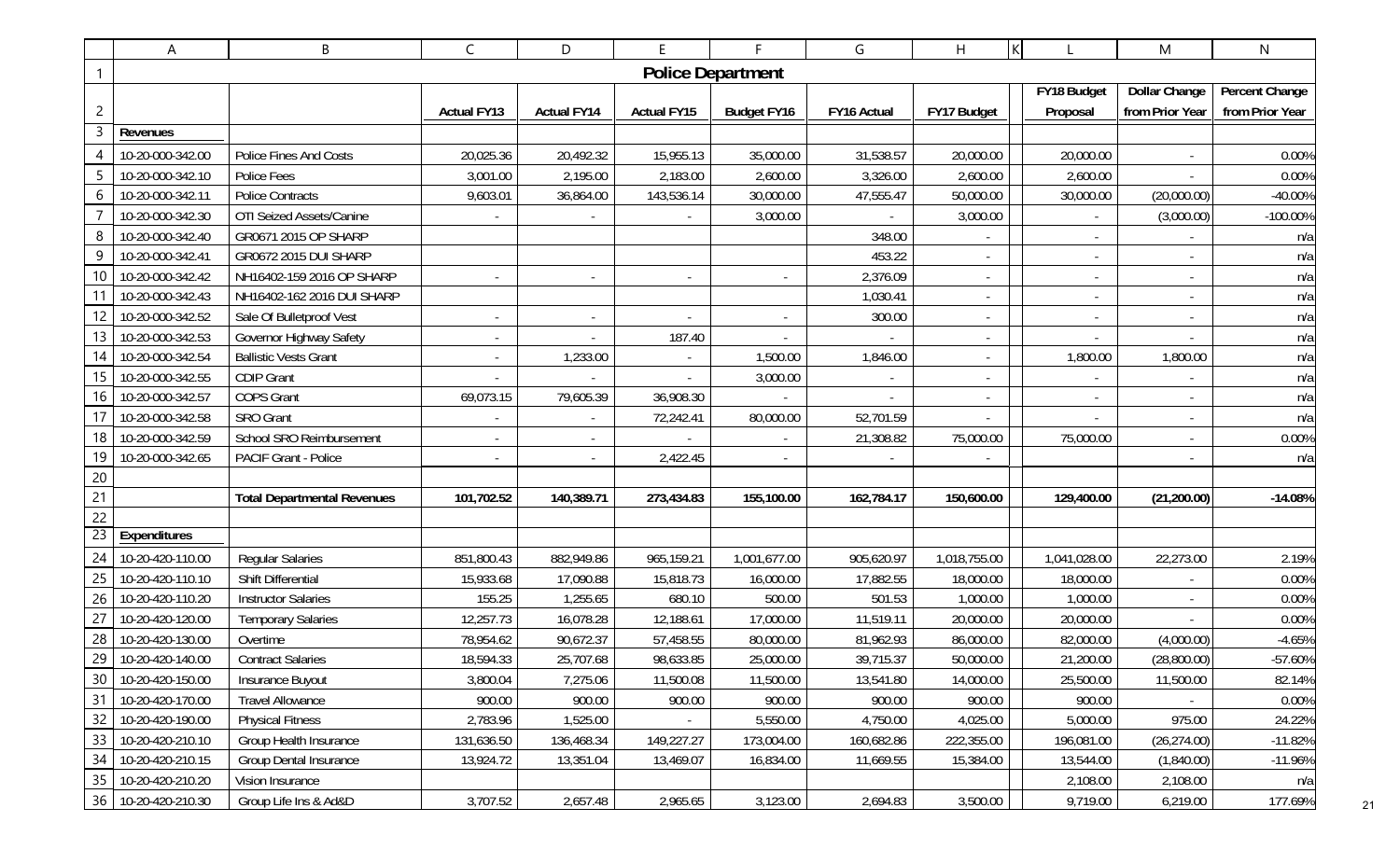# Police Department

| | | Actual FY13 | Actual FY14 | Actual FY15 | Budget FY16 | FY16 Actual | FY17 Budget | FY18 Budget Proposal | Dollar Change from Prior Year | Percent Change from Prior Year |
|---|---|---|---|---|---|---|---|---|---|---|
| **Revenues** | | | | | | | | | | |
| 10-20-000-342.00 | Police Fines And Costs | 20,025.36 | 20,492.32 | 15,955.13 | 35,000.00 | 31,538.57 | 20,000.00 | 20,000.00 | - | 0.00% |
| 10-20-000-342.10 | Police Fees | 3,001.00 | 2,195.00 | 2,183.00 | 2,600.00 | 3,326.00 | 2,600.00 | 2,600.00 | - | 0.00% |
| 10-20-000-342.11 | Police Contracts | 9,603.01 | 36,864.00 | 143,536.14 | 30,000.00 | 47,555.47 | 50,000.00 | 30,000.00 | (20,000.00) | -40.00% |
| 10-20-000-342.30 | OTI Seized Assets/Canine | - | - | - | 3,000.00 | - | 3,000.00 | - | (3,000.00) | -100.00% |
| 10-20-000-342.40 | GR0671 2015 OP SHARP | | | | | 348.00 | - | - | - | n/a |
| 10-20-000-342.41 | GR0672 2015 DUI SHARP | | | | | 453.22 | - | - | - | n/a |
| 10-20-000-342.42 | NH16402-159 2016 OP SHARP | - | - | - | - | 2,376.09 | - | - | - | n/a |
| 10-20-000-342.43 | NH16402-162 2016 DUI SHARP | | | | | 1,030.41 | - | - | - | n/a |
| 10-20-000-342.52 | Sale Of Bulletproof Vest | - | - | - | - | 300.00 | - | - | - | n/a |
| 10-20-000-342.53 | Governor Highway Safety | - | - | 187.40 | - | - | - | - | - | n/a |
| 10-20-000-342.54 | Ballistic Vests Grant | - | 1,233.00 | - | 1,500.00 | 1,846.00 | - | 1,800.00 | 1,800.00 | n/a |
| 10-20-000-342.55 | CDIP Grant | - | - | - | 3,000.00 | - | - | - | - | n/a |
| 10-20-000-342.57 | COPS Grant | 69,073.15 | 79,605.39 | 36,908.30 | - | - | - | - | - | n/a |
| 10-20-000-342.58 | SRO Grant | - | - | 72,242.41 | 80,000.00 | 52,701.59 | - | - | - | n/a |
| 10-20-000-342.59 | School SRO Reimbursement | - | - | - | - | 21,308.82 | 75,000.00 | 75,000.00 | - | 0.00% |
| 10-20-000-342.65 | PACIF Grant - Police | - | - | 2,422.45 | - | - | - | | - | n/a |
| | | | | | | | | | | |
| | **Total Departmental Revenues** | **101,702.52** | **140,389.71** | **273,434.83** | **155,100.00** | **162,784.17** | **150,600.00** | **129,400.00** | **(21,200.00)** | **-14.08%** |
| | | | | | | | | | | |
| **Expenditures** | | | | | | | | | | |
| 10-20-420-110.00 | Regular Salaries | 851,800.43 | 882,949.86 | 965,159.21 | 1,001,677.00 | 905,620.97 | 1,018,755.00 | 1,041,028.00 | 22,273.00 | 2.19% |
| 10-20-420-110.10 | Shift Differential | 15,933.68 | 17,090.88 | 15,818.73 | 16,000.00 | 17,882.55 | 18,000.00 | 18,000.00 | - | 0.00% |
| 10-20-420-110.20 | Instructor Salaries | 155.25 | 1,255.65 | 680.10 | 500.00 | 501.53 | 1,000.00 | 1,000.00 | - | 0.00% |
| 10-20-420-120.00 | Temporary Salaries | 12,257.73 | 16,078.28 | 12,188.61 | 17,000.00 | 11,519.11 | 20,000.00 | 20,000.00 | - | 0.00% |
| 10-20-420-130.00 | Overtime | 78,954.62 | 90,672.37 | 57,458.55 | 80,000.00 | 81,962.93 | 86,000.00 | 82,000.00 | (4,000.00) | -4.65% |
| 10-20-420-140.00 | Contract Salaries | 18,594.33 | 25,707.68 | 98,633.85 | 25,000.00 | 39,715.37 | 50,000.00 | 21,200.00 | (28,800.00) | -57.60% |
| 10-20-420-150.00 | Insurance Buyout | 3,800.04 | 7,275.06 | 11,500.08 | 11,500.00 | 13,541.80 | 14,000.00 | 25,500.00 | 11,500.00 | 82.14% |
| 10-20-420-170.00 | Travel Allowance | 900.00 | 900.00 | 900.00 | 900.00 | 900.00 | 900.00 | 900.00 | - | 0.00% |
| 10-20-420-190.00 | Physical Fitness | 2,783.96 | 1,525.00 | - | 5,550.00 | 4,750.00 | 4,025.00 | 5,000.00 | 975.00 | 24.22% |
| 10-20-420-210.10 | Group Health Insurance | 131,636.50 | 136,468.34 | 149,227.27 | 173,004.00 | 160,682.86 | 222,355.00 | 196,081.00 | (26,274.00) | -11.82% |
| 10-20-420-210.15 | Group Dental Insurance | 13,924.72 | 13,351.04 | 13,469.07 | 16,834.00 | 11,669.55 | 15,384.00 | 13,544.00 | (1,840.00) | -11.96% |
| 10-20-420-210.20 | Vision Insurance | | | | | | | 2,108.00 | 2,108.00 | n/a |
| 10-20-420-210.30 | Group Life Ins & Ad&D | 3,707.52 | 2,657.48 | 2,965.65 | 3,123.00 | 2,694.83 | 3,500.00 | 9,719.00 | 6,219.00 | 177.69% |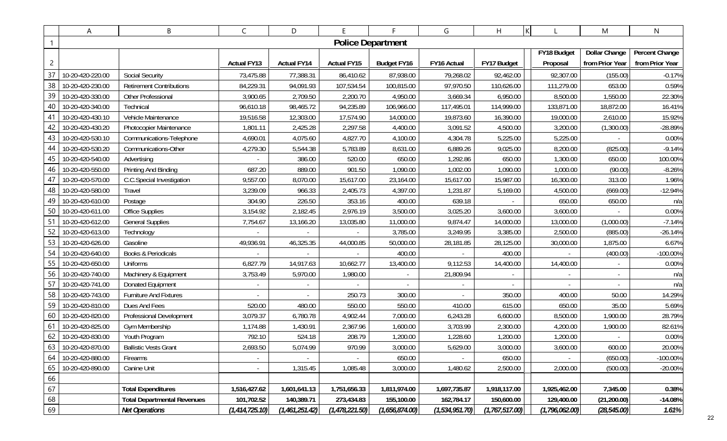# Police Department

| | A | B | C | D | E | F | G | H | L | M | N |
|---|---|---|---|---|---|---|---|---|---|---|---|
| 2 | | | Actual FY13 | Actual FY14 | Actual FY15 | Budget FY16 | FY16 Actual | FY17 Budget | FY18 Budget Proposal | Dollar Change from Prior Year | Percent Change from Prior Year |
| 37 | 10-20-420-220.00 | Social Security | 73,475.88 | 77,388.31 | 86,410.62 | 87,938.00 | 79,268.02 | 92,462.00 | 92,307.00 | (155.00) | -0.17% |
| 38 | 10-20-420-230.00 | Retirement Contributions | 84,229.31 | 94,091.93 | 107,534.54 | 100,815.00 | 97,970.50 | 110,626.00 | 111,279.00 | 653.00 | 0.59% |
| 39 | 10-20-420-330.00 | Other Professional | 3,900.65 | 2,709.50 | 2,200.70 | 4,950.00 | 3,669.34 | 6,950.00 | 8,500.00 | 1,550.00 | 22.30% |
| 40 | 10-20-420-340.00 | Technical | 96,610.18 | 98,465.72 | 94,235.89 | 106,966.00 | 117,495.01 | 114,999.00 | 133,871.00 | 18,872.00 | 16.41% |
| 41 | 10-20-420-430.10 | Vehicle Maintenance | 19,516.58 | 12,303.00 | 17,574.90 | 14,000.00 | 19,873.60 | 16,390.00 | 19,000.00 | 2,610.00 | 15.92% |
| 42 | 10-20-420-430.20 | Photocopier Maintenance | 1,801.11 | 2,425.28 | 2,297.58 | 4,400.00 | 3,091.52 | 4,500.00 | 3,200.00 | (1,300.00) | -28.89% |
| 43 | 10-20-420-530.10 | Communications-Telephone | 4,690.01 | 4,075.60 | 4,827.70 | 4,100.00 | 4,304.78 | 5,225.00 | 5,225.00 | - | 0.00% |
| 44 | 10-20-420-530.20 | Communications-Other | 4,279.30 | 5,544.38 | 5,783.89 | 8,631.00 | 6,889.26 | 9,025.00 | 8,200.00 | (825.00) | -9.14% |
| 45 | 10-20-420-540.00 | Advertising | - | 386.00 | 520.00 | 650.00 | 1,292.86 | 650.00 | 1,300.00 | 650.00 | 100.00% |
| 46 | 10-20-420-550.00 | Printing And Binding | 687.20 | 889.00 | 901.50 | 1,090.00 | 1,002.00 | 1,090.00 | 1,000.00 | (90.00) | -8.26% |
| 47 | 10-20-420-570.00 | C.C.Special Investigation | 9,557.00 | 8,070.00 | 15,617.00 | 23,164.00 | 15,617.00 | 15,987.00 | 16,300.00 | 313.00 | 1.96% |
| 48 | 10-20-420-580.00 | Travel | 3,239.09 | 966.33 | 2,405.73 | 4,397.00 | 1,231.87 | 5,169.00 | 4,500.00 | (669.00) | -12.94% |
| 49 | 10-20-420-610.00 | Postage | 304.90 | 226.50 | 353.16 | 400.00 | 639.18 | - | 650.00 | 650.00 | n/a |
| 50 | 10-20-420-611.00 | Office Supplies | 3,154.92 | 2,182.45 | 2,976.19 | 3,500.00 | 3,025.20 | 3,600.00 | 3,600.00 | - | 0.00% |
| 51 | 10-20-420-612.00 | General Supplies | 7,754.67 | 13,166.20 | 13,035.80 | 11,000.00 | 9,874.47 | 14,000.00 | 13,000.00 | (1,000.00) | -7.14% |
| 52 | 10-20-420-613.00 | Technology | - | - | - | 3,785.00 | 3,249.95 | 3,385.00 | 2,500.00 | (885.00) | -26.14% |
| 53 | 10-20-420-626.00 | Gasoline | 49,936.91 | 46,325.35 | 44,000.85 | 50,000.00 | 28,181.85 | 28,125.00 | 30,000.00 | 1,875.00 | 6.67% |
| 54 | 10-20-420-640.00 | Books & Periodicals | - | - | - | 400.00 | - | 400.00 | - | (400.00) | -100.00% |
| 55 | 10-20-420-650.00 | Uniforms | 6,827.79 | 14,917.63 | 10,662.77 | 13,400.00 | 9,112.53 | 14,400.00 | 14,400.00 | - | 0.00% |
| 56 | 10-20-420-740.00 | Machinery & Equipment | 3,753.49 | 5,970.00 | 1,980.00 | - | 21,809.94 | - | - | - | n/a |
| 57 | 10-20-420-741.00 | Donated Equipment | - | - | - | - | - | - | - | - | n/a |
| 58 | 10-20-420-743.00 | Furniture And Fixtures | - | - | 250.73 | 300.00 | - | 350.00 | 400.00 | 50.00 | 14.29% |
| 59 | 10-20-420-810.00 | Dues And Fees | 520.00 | 480.00 | 550.00 | 550.00 | 410.00 | 615.00 | 650.00 | 35.00 | 5.69% |
| 60 | 10-20-420-820.00 | Professional Development | 3,079.37 | 6,780.78 | 4,902.44 | 7,000.00 | 6,243.28 | 6,600.00 | 8,500.00 | 1,900.00 | 28.79% |
| 61 | 10-20-420-825.00 | Gym Membership | 1,174.88 | 1,430.91 | 2,367.96 | 1,600.00 | 3,703.99 | 2,300.00 | 4,200.00 | 1,900.00 | 82.61% |
| 62 | 10-20-420-830.00 | Youth Program | 792.10 | 524.18 | 208.79 | 1,200.00 | 1,228.60 | 1,200.00 | 1,200.00 | - | 0.00% |
| 63 | 10-20-420-870.00 | Ballistic Vests Grant | 2,693.50 | 5,074.99 | 970.99 | 3,000.00 | 5,629.00 | 3,000.00 | 3,600.00 | 600.00 | 20.00% |
| 64 | 10-20-420-880.00 | Firearms | - | - | - | 650.00 | - | 650.00 | - | (650.00) | -100.00% |
| 65 | 10-20-420-890.00 | Canine Unit | - | 1,315.45 | 1,085.48 | 3,000.00 | 1,480.62 | 2,500.00 | 2,000.00 | (500.00) | -20.00% |
| 66 | | | | | | | | | | | |
| 67 | | **Total Expenditures** | **1,516,427.62** | **1,601,641.13** | **1,751,656.33** | **1,811,974.00** | **1,697,735.87** | **1,918,117.00** | **1,925,462.00** | **7,345.00** | **0.38%** |
| 68 | | **Total Departmental Revenues** | **101,702.52** | **140,389.71** | **273,434.83** | **155,100.00** | **162,784.17** | **150,600.00** | **129,400.00** | **(21,200.00)** | **-14.08%** |
| 69 | | ***Net Operations*** | ***(1,414,725.10)*** | ***(1,461,251.42)*** | ***(1,478,221.50)*** | ***(1,656,874.00)*** | ***(1,534,951.70)*** | ***(1,767,517.00)*** | ***(1,796,062.00)*** | ***(28,545.00)*** | ***1.61%*** |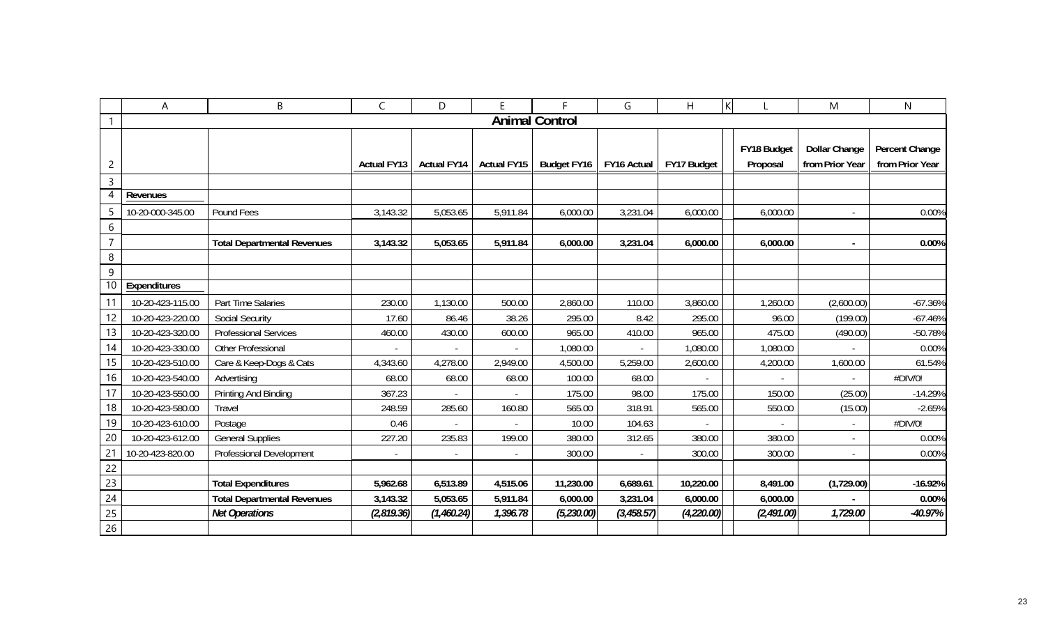# Animal Control

| | | Actual FY13 | Actual FY14 | Actual FY15 | Budget FY16 | FY16 Actual | FY17 Budget | FY18 Budget Proposal | Dollar Change from Prior Year | Percent Change from Prior Year |
|---|---|---|---|---|---|---|---|---|---|---|
| **Revenues** | | | | | | | | | | |
| 10-20-000-345.00 | Pound Fees | 3,143.32 | 5,053.65 | 5,911.84 | 6,000.00 | 3,231.04 | 6,000.00 | 6,000.00 | - | 0.00% |
| | | | | | | | | | | |
| | **Total Departmental Revenues** | **3,143.32** | **5,053.65** | **5,911.84** | **6,000.00** | **3,231.04** | **6,000.00** | **6,000.00** | **-** | **0.00%** |
| | | | | | | | | | | |
| | | | | | | | | | | |
| **Expenditures** | | | | | | | | | | |
| 10-20-423-115.00 | Part Time Salaries | 230.00 | 1,130.00 | 500.00 | 2,860.00 | 110.00 | 3,860.00 | 1,260.00 | (2,600.00) | -67.36% |
| 10-20-423-220.00 | Social Security | 17.60 | 86.46 | 38.26 | 295.00 | 8.42 | 295.00 | 96.00 | (199.00) | -67.46% |
| 10-20-423-320.00 | Professional Services | 460.00 | 430.00 | 600.00 | 965.00 | 410.00 | 965.00 | 475.00 | (490.00) | -50.78% |
| 10-20-423-330.00 | Other Professional | - | - | - | 1,080.00 | - | 1,080.00 | 1,080.00 | - | 0.00% |
| 10-20-423-510.00 | Care & Keep-Dogs & Cats | 4,343.60 | 4,278.00 | 2,949.00 | 4,500.00 | 5,259.00 | 2,600.00 | 4,200.00 | 1,600.00 | 61.54% |
| 10-20-423-540.00 | Advertising | 68.00 | 68.00 | 68.00 | 100.00 | 68.00 | - | - | - | #DIV/0! |
| 10-20-423-550.00 | Printing And Binding | 367.23 | - | - | 175.00 | 98.00 | 175.00 | 150.00 | (25.00) | -14.29% |
| 10-20-423-580.00 | Travel | 248.59 | 285.60 | 160.80 | 565.00 | 318.91 | 565.00 | 550.00 | (15.00) | -2.65% |
| 10-20-423-610.00 | Postage | 0.46 | - | - | 10.00 | 104.63 | - | - | - | #DIV/0! |
| 10-20-423-612.00 | General Supplies | 227.20 | 235.83 | 199.00 | 380.00 | 312.65 | 380.00 | 380.00 | - | 0.00% |
| 10-20-423-820.00 | Professional Development | - | - | - | 300.00 | - | 300.00 | 300.00 | - | 0.00% |
| | | | | | | | | | | |
| | **Total Expenditures** | **5,962.68** | **6,513.89** | **4,515.06** | **11,230.00** | **6,689.61** | **10,220.00** | **8,491.00** | **(1,729.00)** | **-16.92%** |
| | **Total Departmental Revenues** | **3,143.32** | **5,053.65** | **5,911.84** | **6,000.00** | **3,231.04** | **6,000.00** | **6,000.00** | **-** | **0.00%** |
| | ***Net Operations*** | ***(2,819.36)*** | ***(1,460.24)*** | ***1,396.78*** | ***(5,230.00)*** | ***(3,458.57)*** | ***(4,220.00)*** | ***(2,491.00)*** | ***1,729.00*** | ***-40.97%*** |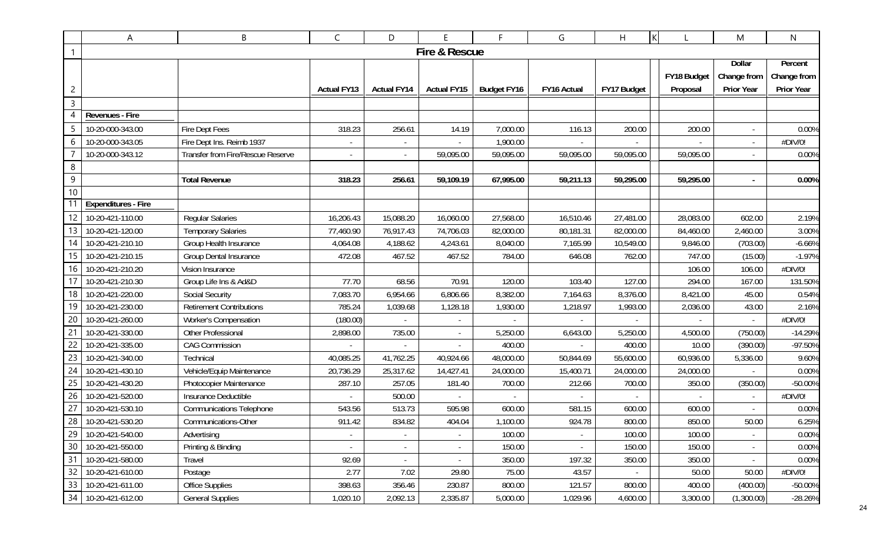# Fire & Rescue

| | | Actual FY13 | Actual FY14 | Actual FY15 | Budget FY16 | FY16 Actual | FY17 Budget | FY18 Budget Proposal | Dollar Change from Prior Year | Percent Change from Prior Year |
|---|---|---|---|---|---|---|---|---|---|---|
| **Revenues - Fire** | | | | | | | | | | |
| 10-20-000-343.00 | Fire Dept Fees | 318.23 | 256.61 | 14.19 | 7,000.00 | 116.13 | 200.00 | 200.00 | - | 0.00% |
| 10-20-000-343.05 | Fire Dept Ins. Reimb 1937 | - | - | - | 1,900.00 | - | - | - | - | #DIV/0! |
| 10-20-000-343.12 | Transfer from Fire/Rescue Reserve | - | - | 59,095.00 | 59,095.00 | 59,095.00 | 59,095.00 | 59,095.00 | - | 0.00% |
| | | | | | | | | | | |
| | **Total Revenue** | **318.23** | **256.61** | **59,109.19** | **67,995.00** | **59,211.13** | **59,295.00** | **59,295.00** | **-** | **0.00%** |
| | | | | | | | | | | |
| **Expenditures - Fire** | | | | | | | | | | |
| 10-20-421-110.00 | Regular Salaries | 16,206.43 | 15,088.20 | 16,060.00 | 27,568.00 | 16,510.46 | 27,481.00 | 28,083.00 | 602.00 | 2.19% |
| 10-20-421-120.00 | Temporary Salaries | 77,460.90 | 76,917.43 | 74,706.03 | 82,000.00 | 80,181.31 | 82,000.00 | 84,460.00 | 2,460.00 | 3.00% |
| 10-20-421-210.10 | Group Health Insurance | 4,064.08 | 4,188.62 | 4,243.61 | 8,040.00 | 7,165.99 | 10,549.00 | 9,846.00 | (703.00) | -6.66% |
| 10-20-421-210.15 | Group Dental Insurance | 472.08 | 467.52 | 467.52 | 784.00 | 646.08 | 762.00 | 747.00 | (15.00) | -1.97% |
| 10-20-421-210.20 | Vision Insurance | | | | | | | 106.00 | 106.00 | #DIV/0! |
| 10-20-421-210.30 | Group Life Ins & Ad&D | 77.70 | 68.56 | 70.91 | 120.00 | 103.40 | 127.00 | 294.00 | 167.00 | 131.50% |
| 10-20-421-220.00 | Social Security | 7,083.70 | 6,954.66 | 6,806.66 | 8,382.00 | 7,164.63 | 8,376.00 | 8,421.00 | 45.00 | 0.54% |
| 10-20-421-230.00 | Retirement Contributions | 785.24 | 1,039.68 | 1,128.18 | 1,930.00 | 1,218.97 | 1,993.00 | 2,036.00 | 43.00 | 2.16% |
| 10-20-421-260.00 | Worker's Compensation | (180.00) | - | - | - | - | - | - | - | #DIV/0! |
| 10-20-421-330.00 | Other Professional | 2,898.00 | 735.00 | - | 5,250.00 | 6,643.00 | 5,250.00 | 4,500.00 | (750.00) | -14.29% |
| 10-20-421-335.00 | CAG Commission | - | - | - | 400.00 | - | 400.00 | 10.00 | (390.00) | -97.50% |
| 10-20-421-340.00 | Technical | 40,085.25 | 41,762.25 | 40,924.66 | 48,000.00 | 50,844.69 | 55,600.00 | 60,936.00 | 5,336.00 | 9.60% |
| 10-20-421-430.10 | Vehicle/Equip Maintenance | 20,736.29 | 25,317.62 | 14,427.41 | 24,000.00 | 15,400.71 | 24,000.00 | 24,000.00 | - | 0.00% |
| 10-20-421-430.20 | Photocopier Maintenance | 287.10 | 257.05 | 181.40 | 700.00 | 212.66 | 700.00 | 350.00 | (350.00) | -50.00% |
| 10-20-421-520.00 | Insurance Deductible | - | 500.00 | - | - | - | - | - | - | #DIV/0! |
| 10-20-421-530.10 | Communications Telephone | 543.56 | 513.73 | 595.98 | 600.00 | 581.15 | 600.00 | 600.00 | - | 0.00% |
| 10-20-421-530.20 | Communications-Other | 911.42 | 834.82 | 404.04 | 1,100.00 | 924.78 | 800.00 | 850.00 | 50.00 | 6.25% |
| 10-20-421-540.00 | Advertising | - | - | - | 100.00 | - | 100.00 | 100.00 | - | 0.00% |
| 10-20-421-550.00 | Printing & Binding | - | - | - | 150.00 | - | 150.00 | 150.00 | - | 0.00% |
| 10-20-421-580.00 | Travel | 92.69 | - | - | 350.00 | 197.32 | 350.00 | 350.00 | - | 0.00% |
| 10-20-421-610.00 | Postage | 2.77 | 7.02 | 29.80 | 75.00 | 43.57 | - | 50.00 | 50.00 | #DIV/0! |
| 10-20-421-611.00 | Office Supplies | 398.63 | 356.46 | 230.87 | 800.00 | 121.57 | 800.00 | 400.00 | (400.00) | -50.00% |
| 10-20-421-612.00 | General Supplies | 1,020.10 | 2,092.13 | 2,335.87 | 5,000.00 | 1,029.96 | 4,600.00 | 3,300.00 | (1,300.00) | -28.26% |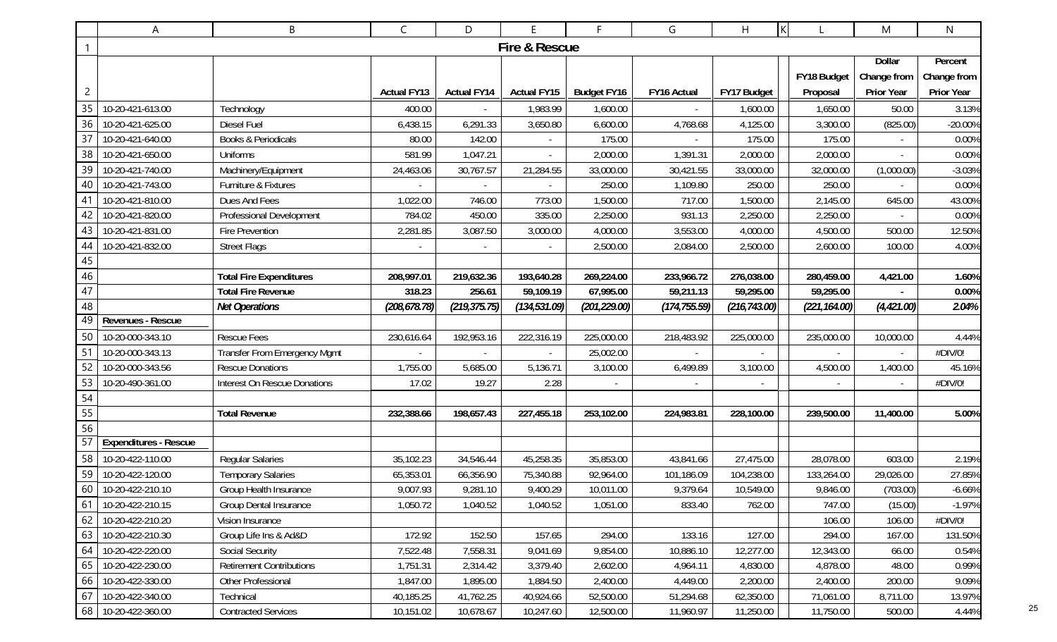# Fire & Rescue

| | | Actual FY13 | Actual FY14 | Actual FY15 | Budget FY16 | FY16 Actual | FY17 Budget | FY18 Budget Proposal | Dollar Change from Prior Year | Percent Change from Prior Year |
|---|---|---|---|---|---|---|---|---|---|---|
| 10-20-421-613.00 | Technology | 400.00 | - | 1,983.99 | 1,600.00 | - | 1,600.00 | 1,650.00 | 50.00 | 3.13% |
| 10-20-421-625.00 | Diesel Fuel | 6,438.15 | 6,291.33 | 3,650.80 | 6,600.00 | 4,768.68 | 4,125.00 | 3,300.00 | (825.00) | -20.00% |
| 10-20-421-640.00 | Books & Periodicals | 80.00 | 142.00 | - | 175.00 | - | 175.00 | 175.00 | - | 0.00% |
| 10-20-421-650.00 | Uniforms | 581.99 | 1,047.21 | - | 2,000.00 | 1,391.31 | 2,000.00 | 2,000.00 | - | 0.00% |
| 10-20-421-740.00 | Machinery/Equipment | 24,463.06 | 30,767.57 | 21,284.55 | 33,000.00 | 30,421.55 | 33,000.00 | 32,000.00 | (1,000.00) | -3.03% |
| 10-20-421-743.00 | Furniture & Fixtures | - | - | - | 250.00 | 1,109.80 | 250.00 | 250.00 | - | 0.00% |
| 10-20-421-810.00 | Dues And Fees | 1,022.00 | 746.00 | 773.00 | 1,500.00 | 717.00 | 1,500.00 | 2,145.00 | 645.00 | 43.00% |
| 10-20-421-820.00 | Professional Development | 784.02 | 450.00 | 335.00 | 2,250.00 | 931.13 | 2,250.00 | 2,250.00 | - | 0.00% |
| 10-20-421-831.00 | Fire Prevention | 2,281.85 | 3,087.50 | 3,000.00 | 4,000.00 | 3,553.00 | 4,000.00 | 4,500.00 | 500.00 | 12.50% |
| 10-20-421-832.00 | Street Flags | - | - | - | 2,500.00 | 2,084.00 | 2,500.00 | 2,600.00 | 100.00 | 4.00% |
| | | | | | | | | | | |
| | **Total Fire Expenditures** | **208,997.01** | **219,632.36** | **193,640.28** | **269,224.00** | **233,966.72** | **276,038.00** | **280,459.00** | **4,421.00** | **1.60%** |
| | **Total Fire Revenue** | **318.23** | **256.61** | **59,109.19** | **67,995.00** | **59,211.13** | **59,295.00** | **59,295.00** | **-** | **0.00%** |
| | ***Net Operations*** | ***(208,678.78)*** | ***(219,375.75)*** | ***(134,531.09)*** | ***(201,229.00)*** | ***(174,755.59)*** | ***(216,743.00)*** | ***(221,164.00)*** | ***(4,421.00)*** | ***2.04%*** |
| **Revenues - Rescue** | | | | | | | | | | |
| 10-20-000-343.10 | Rescue Fees | 230,616.64 | 192,953.16 | 222,316.19 | 225,000.00 | 218,483.92 | 225,000.00 | 235,000.00 | 10,000.00 | 4.44% |
| 10-20-000-343.13 | Transfer From Emergency Mgmt | - | - | - | 25,002.00 | - | - | - | - | #DIV/0! |
| 10-20-000-343.56 | Rescue Donations | 1,755.00 | 5,685.00 | 5,136.71 | 3,100.00 | 6,499.89 | 3,100.00 | 4,500.00 | 1,400.00 | 45.16% |
| 10-20-490-361.00 | Interest On Rescue Donations | 17.02 | 19.27 | 2.28 | - | - | - | - | - | #DIV/0! |
| | | | | | | | | | | |
| | **Total Revenue** | **232,388.66** | **198,657.43** | **227,455.18** | **253,102.00** | **224,983.81** | **228,100.00** | **239,500.00** | **11,400.00** | **5.00%** |
| | | | | | | | | | | |
| **Expenditures - Rescue** | | | | | | | | | | |
| 10-20-422-110.00 | Regular Salaries | 35,102.23 | 34,546.44 | 45,258.35 | 35,853.00 | 43,841.66 | 27,475.00 | 28,078.00 | 603.00 | 2.19% |
| 10-20-422-120.00 | Temporary Salaries | 65,353.01 | 66,356.90 | 75,340.88 | 92,964.00 | 101,186.09 | 104,238.00 | 133,264.00 | 29,026.00 | 27.85% |
| 10-20-422-210.10 | Group Health Insurance | 9,007.93 | 9,281.10 | 9,400.29 | 10,011.00 | 9,379.64 | 10,549.00 | 9,846.00 | (703.00) | -6.66% |
| 10-20-422-210.15 | Group Dental Insurance | 1,050.72 | 1,040.52 | 1,040.52 | 1,051.00 | 833.40 | 762.00 | 747.00 | (15.00) | -1.97% |
| 10-20-422-210.20 | Vision Insurance | | | | | | | 106.00 | 106.00 | #DIV/0! |
| 10-20-422-210.30 | Group Life Ins & Ad&D | 172.92 | 152.50 | 157.65 | 294.00 | 133.16 | 127.00 | 294.00 | 167.00 | 131.50% |
| 10-20-422-220.00 | Social Security | 7,522.48 | 7,558.31 | 9,041.69 | 9,854.00 | 10,886.10 | 12,277.00 | 12,343.00 | 66.00 | 0.54% |
| 10-20-422-230.00 | Retirement Contributions | 1,751.31 | 2,314.42 | 3,379.40 | 2,602.00 | 4,964.11 | 4,830.00 | 4,878.00 | 48.00 | 0.99% |
| 10-20-422-330.00 | Other Professional | 1,847.00 | 1,895.00 | 1,884.50 | 2,400.00 | 4,449.00 | 2,200.00 | 2,400.00 | 200.00 | 9.09% |
| 10-20-422-340.00 | Technical | 40,185.25 | 41,762.25 | 40,924.66 | 52,500.00 | 51,294.68 | 62,350.00 | 71,061.00 | 8,711.00 | 13.97% |
| 10-20-422-360.00 | Contracted Services | 10,151.02 | 10,678.67 | 10,247.60 | 12,500.00 | 11,960.97 | 11,250.00 | 11,750.00 | 500.00 | 4.44% |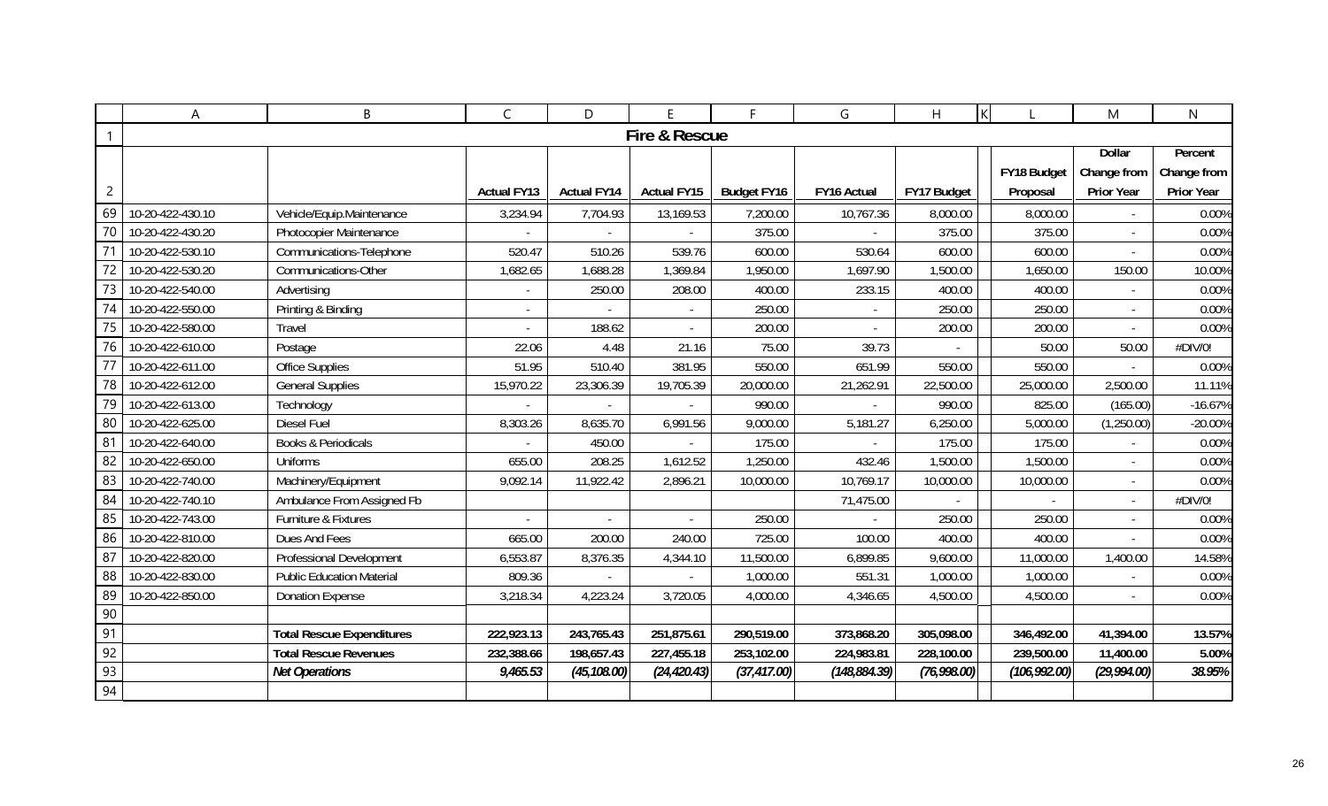| | A | B | C | D | E | F | G | H | K | L | M | N |
|---|---|---|---|---|---|---|---|---|---|---|---|---|
| 1 | **Fire & Rescue** | | | | | | | | | | | |
| 2 | | | **Actual FY13** | **Actual FY14** | **Actual FY15** | **Budget FY16** | **FY16 Actual** | **FY17 Budget** | | **FY18 Budget Proposal** | **Dollar Change from Prior Year** | **Percent Change from Prior Year** |
| 69 | 10-20-422-430.10 | Vehicle/Equip.Maintenance | 3,234.94 | 7,704.93 | 13,169.53 | 7,200.00 | 10,767.36 | 8,000.00 | | 8,000.00 | - | 0.00% |
| 70 | 10-20-422-430.20 | Photocopier Maintenance | - | - | - | 375.00 | - | 375.00 | | 375.00 | - | 0.00% |
| 71 | 10-20-422-530.10 | Communications-Telephone | 520.47 | 510.26 | 539.76 | 600.00 | 530.64 | 600.00 | | 600.00 | - | 0.00% |
| 72 | 10-20-422-530.20 | Communications-Other | 1,682.65 | 1,688.28 | 1,369.84 | 1,950.00 | 1,697.90 | 1,500.00 | | 1,650.00 | 150.00 | 10.00% |
| 73 | 10-20-422-540.00 | Advertising | - | 250.00 | 208.00 | 400.00 | 233.15 | 400.00 | | 400.00 | - | 0.00% |
| 74 | 10-20-422-550.00 | Printing & Binding | - | - | - | 250.00 | - | 250.00 | | 250.00 | - | 0.00% |
| 75 | 10-20-422-580.00 | Travel | - | 188.62 | - | 200.00 | - | 200.00 | | 200.00 | - | 0.00% |
| 76 | 10-20-422-610.00 | Postage | 22.06 | 4.48 | 21.16 | 75.00 | 39.73 | - | | 50.00 | 50.00 | #DIV/0! |
| 77 | 10-20-422-611.00 | Office Supplies | 51.95 | 510.40 | 381.95 | 550.00 | 651.99 | 550.00 | | 550.00 | - | 0.00% |
| 78 | 10-20-422-612.00 | General Supplies | 15,970.22 | 23,306.39 | 19,705.39 | 20,000.00 | 21,262.91 | 22,500.00 | | 25,000.00 | 2,500.00 | 11.11% |
| 79 | 10-20-422-613.00 | Technology | - | - | - | 990.00 | - | 990.00 | | 825.00 | (165.00) | -16.67% |
| 80 | 10-20-422-625.00 | Diesel Fuel | 8,303.26 | 8,635.70 | 6,991.56 | 9,000.00 | 5,181.27 | 6,250.00 | | 5,000.00 | (1,250.00) | -20.00% |
| 81 | 10-20-422-640.00 | Books & Periodicals | - | 450.00 | - | 175.00 | - | 175.00 | | 175.00 | - | 0.00% |
| 82 | 10-20-422-650.00 | Uniforms | 655.00 | 208.25 | 1,612.52 | 1,250.00 | 432.46 | 1,500.00 | | 1,500.00 | - | 0.00% |
| 83 | 10-20-422-740.00 | Machinery/Equipment | 9,092.14 | 11,922.42 | 2,896.21 | 10,000.00 | 10,769.17 | 10,000.00 | | 10,000.00 | - | 0.00% |
| 84 | 10-20-422-740.10 | Ambulance From Assigned Fb | | | | | 71,475.00 | - | | - | - | #DIV/0! |
| 85 | 10-20-422-743.00 | Furniture & Fixtures | - | - | - | 250.00 | - | 250.00 | | 250.00 | - | 0.00% |
| 86 | 10-20-422-810.00 | Dues And Fees | 665.00 | 200.00 | 240.00 | 725.00 | 100.00 | 400.00 | | 400.00 | - | 0.00% |
| 87 | 10-20-422-820.00 | Professional Development | 6,553.87 | 8,376.35 | 4,344.10 | 11,500.00 | 6,899.85 | 9,600.00 | | 11,000.00 | 1,400.00 | 14.58% |
| 88 | 10-20-422-830.00 | Public Education Material | 809.36 | - | - | 1,000.00 | 551.31 | 1,000.00 | | 1,000.00 | - | 0.00% |
| 89 | 10-20-422-850.00 | Donation Expense | 3,218.34 | 4,223.24 | 3,720.05 | 4,000.00 | 4,346.65 | 4,500.00 | | 4,500.00 | - | 0.00% |
| 90 | | | | | | | | | | | | |
| 91 | | **Total Rescue Expenditures** | **222,923.13** | **243,765.43** | **251,875.61** | **290,519.00** | **373,868.20** | **305,098.00** | | **346,492.00** | **41,394.00** | **13.57%** |
| 92 | | **Total Rescue Revenues** | **232,388.66** | **198,657.43** | **227,455.18** | **253,102.00** | **224,983.81** | **228,100.00** | | **239,500.00** | **11,400.00** | **5.00%** |
| 93 | | ***Net Operations*** | ***9,465.53*** | ***(45,108.00)*** | ***(24,420.43)*** | ***(37,417.00)*** | ***(148,884.39)*** | ***(76,998.00)*** | | ***(106,992.00)*** | ***(29,994.00)*** | ***38.95%*** |
| 94 | | | | | | | | | | | | |